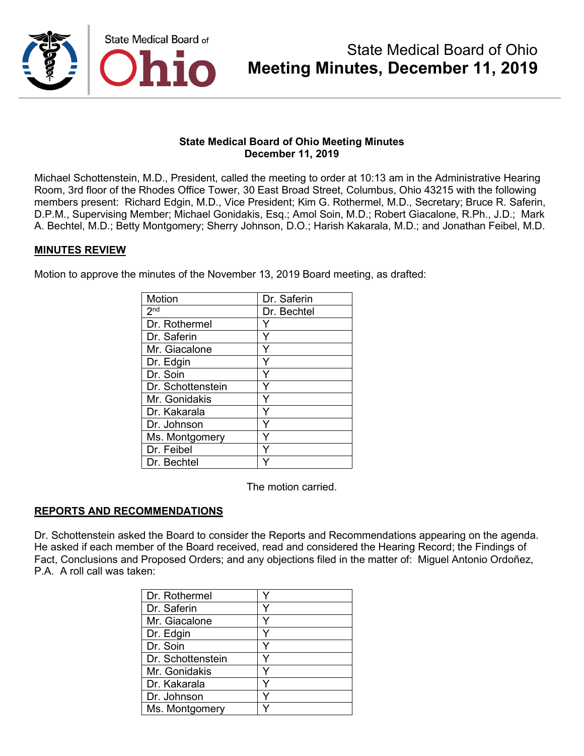# State Medical Board of Ohio
# Meeting Minutes, December 11, 2019

**State Medical Board of Ohio Meeting Minutes**
**December 11, 2019**

Michael Schottenstein, M.D., President, called the meeting to order at 10:13 am in the Administrative Hearing Room, 3rd floor of the Rhodes Office Tower, 30 East Broad Street, Columbus, Ohio 43215 with the following members present: Richard Edgin, M.D., Vice President; Kim G. Rothermel, M.D., Secretary; Bruce R. Saferin, D.P.M., Supervising Member; Michael Gonidakis, Esq.; Amol Soin, M.D.; Robert Giacalone, R.Ph., J.D.; Mark A. Bechtel, M.D.; Betty Montgomery; Sherry Johnson, D.O.; Harish Kakarala, M.D.; and Jonathan Feibel, M.D.

## MINUTES REVIEW

Motion to approve the minutes of the November 13, 2019 Board meeting, as drafted:

| | |
|---|---|
| Motion | Dr. Saferin |
| 2nd | Dr. Bechtel |
| Dr. Rothermel | Y |
| Dr. Saferin | Y |
| Mr. Giacalone | Y |
| Dr. Edgin | Y |
| Dr. Soin | Y |
| Dr. Schottenstein | Y |
| Mr. Gonidakis | Y |
| Dr. Kakarala | Y |
| Dr. Johnson | Y |
| Ms. Montgomery | Y |
| Dr. Feibel | Y |
| Dr. Bechtel | Y |

The motion carried.

## REPORTS AND RECOMMENDATIONS

Dr. Schottenstein asked the Board to consider the Reports and Recommendations appearing on the agenda. He asked if each member of the Board received, read and considered the Hearing Record; the Findings of Fact, Conclusions and Proposed Orders; and any objections filed in the matter of: Miguel Antonio Ordoñez, P.A. A roll call was taken:

| | |
|---|---|
| Dr. Rothermel | Y |
| Dr. Saferin | Y |
| Mr. Giacalone | Y |
| Dr. Edgin | Y |
| Dr. Soin | Y |
| Dr. Schottenstein | Y |
| Mr. Gonidakis | Y |
| Dr. Kakarala | Y |
| Dr. Johnson | Y |
| Ms. Montgomery | Y |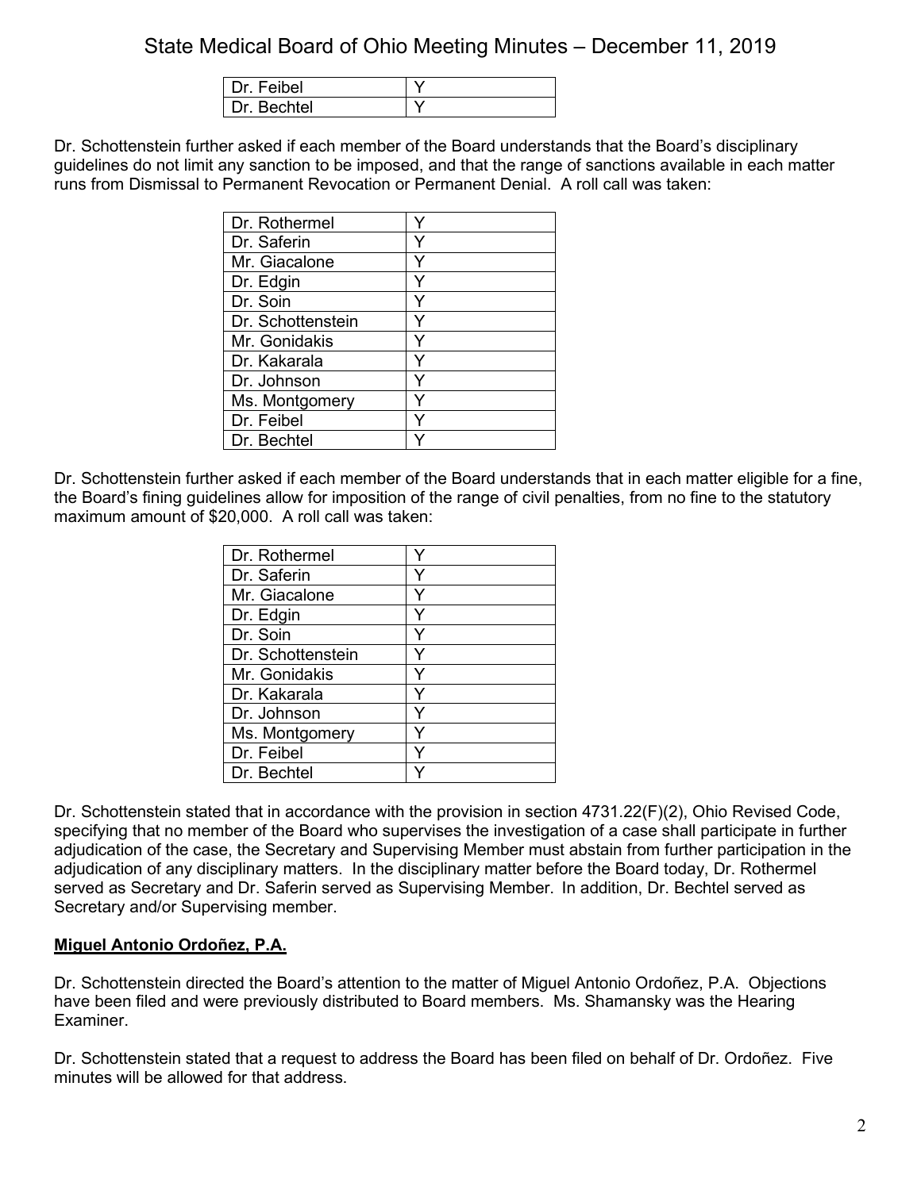| | |
|---|---|
| Dr. Feibel | Y |
| Dr. Bechtel | Y |

Dr. Schottenstein further asked if each member of the Board understands that the Board's disciplinary guidelines do not limit any sanction to be imposed, and that the range of sanctions available in each matter runs from Dismissal to Permanent Revocation or Permanent Denial. A roll call was taken:

| | |
|---|---|
| Dr. Rothermel | Y |
| Dr. Saferin | Y |
| Mr. Giacalone | Y |
| Dr. Edgin | Y |
| Dr. Soin | Y |
| Dr. Schottenstein | Y |
| Mr. Gonidakis | Y |
| Dr. Kakarala | Y |
| Dr. Johnson | Y |
| Ms. Montgomery | Y |
| Dr. Feibel | Y |
| Dr. Bechtel | Y |

Dr. Schottenstein further asked if each member of the Board understands that in each matter eligible for a fine, the Board's fining guidelines allow for imposition of the range of civil penalties, from no fine to the statutory maximum amount of $20,000. A roll call was taken:

| | |
|---|---|
| Dr. Rothermel | Y |
| Dr. Saferin | Y |
| Mr. Giacalone | Y |
| Dr. Edgin | Y |
| Dr. Soin | Y |
| Dr. Schottenstein | Y |
| Mr. Gonidakis | Y |
| Dr. Kakarala | Y |
| Dr. Johnson | Y |
| Ms. Montgomery | Y |
| Dr. Feibel | Y |
| Dr. Bechtel | Y |

Dr. Schottenstein stated that in accordance with the provision in section 4731.22(F)(2), Ohio Revised Code, specifying that no member of the Board who supervises the investigation of a case shall participate in further adjudication of the case, the Secretary and Supervising Member must abstain from further participation in the adjudication of any disciplinary matters. In the disciplinary matter before the Board today, Dr. Rothermel served as Secretary and Dr. Saferin served as Supervising Member. In addition, Dr. Bechtel served as Secretary and/or Supervising member.

**Miguel Antonio Ordoñez, P.A.**

Dr. Schottenstein directed the Board's attention to the matter of Miguel Antonio Ordoñez, P.A. Objections have been filed and were previously distributed to Board members. Ms. Shamansky was the Hearing Examiner.

Dr. Schottenstein stated that a request to address the Board has been filed on behalf of Dr. Ordoñez. Five minutes will be allowed for that address.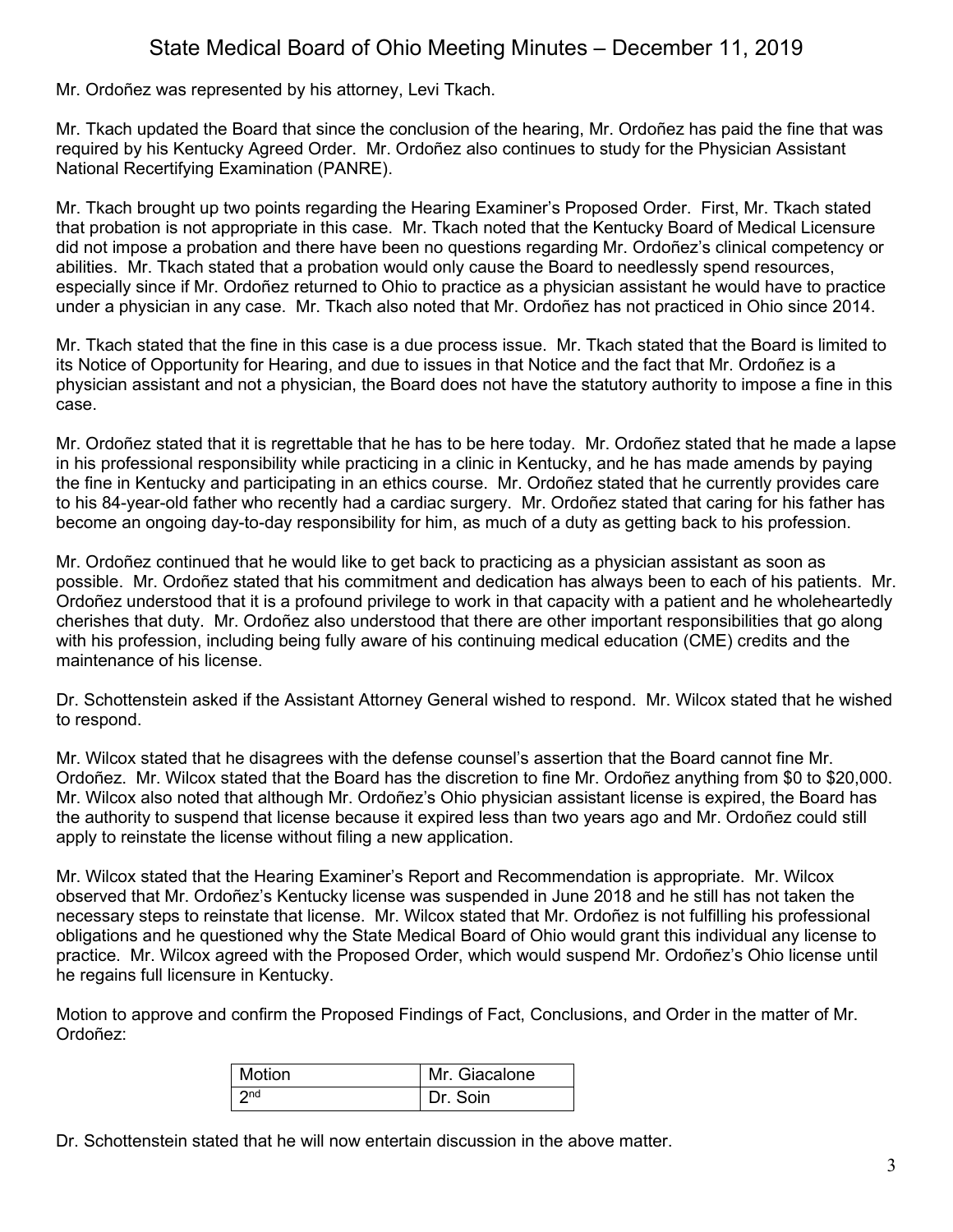Mr. Ordoñez was represented by his attorney, Levi Tkach.

Mr. Tkach updated the Board that since the conclusion of the hearing, Mr. Ordoñez has paid the fine that was required by his Kentucky Agreed Order. Mr. Ordoñez also continues to study for the Physician Assistant National Recertifying Examination (PANRE).

Mr. Tkach brought up two points regarding the Hearing Examiner's Proposed Order. First, Mr. Tkach stated that probation is not appropriate in this case. Mr. Tkach noted that the Kentucky Board of Medical Licensure did not impose a probation and there have been no questions regarding Mr. Ordoñez's clinical competency or abilities. Mr. Tkach stated that a probation would only cause the Board to needlessly spend resources, especially since if Mr. Ordoñez returned to Ohio to practice as a physician assistant he would have to practice under a physician in any case. Mr. Tkach also noted that Mr. Ordoñez has not practiced in Ohio since 2014.

Mr. Tkach stated that the fine in this case is a due process issue. Mr. Tkach stated that the Board is limited to its Notice of Opportunity for Hearing, and due to issues in that Notice and the fact that Mr. Ordoñez is a physician assistant and not a physician, the Board does not have the statutory authority to impose a fine in this case.

Mr. Ordoñez stated that it is regrettable that he has to be here today. Mr. Ordoñez stated that he made a lapse in his professional responsibility while practicing in a clinic in Kentucky, and he has made amends by paying the fine in Kentucky and participating in an ethics course. Mr. Ordoñez stated that he currently provides care to his 84-year-old father who recently had a cardiac surgery. Mr. Ordoñez stated that caring for his father has become an ongoing day-to-day responsibility for him, as much of a duty as getting back to his profession.

Mr. Ordoñez continued that he would like to get back to practicing as a physician assistant as soon as possible. Mr. Ordoñez stated that his commitment and dedication has always been to each of his patients. Mr. Ordoñez understood that it is a profound privilege to work in that capacity with a patient and he wholeheartedly cherishes that duty. Mr. Ordoñez also understood that there are other important responsibilities that go along with his profession, including being fully aware of his continuing medical education (CME) credits and the maintenance of his license.

Dr. Schottenstein asked if the Assistant Attorney General wished to respond. Mr. Wilcox stated that he wished to respond.

Mr. Wilcox stated that he disagrees with the defense counsel's assertion that the Board cannot fine Mr. Ordoñez. Mr. Wilcox stated that the Board has the discretion to fine Mr. Ordoñez anything from $0 to $20,000. Mr. Wilcox also noted that although Mr. Ordoñez's Ohio physician assistant license is expired, the Board has the authority to suspend that license because it expired less than two years ago and Mr. Ordoñez could still apply to reinstate the license without filing a new application.

Mr. Wilcox stated that the Hearing Examiner's Report and Recommendation is appropriate. Mr. Wilcox observed that Mr. Ordoñez's Kentucky license was suspended in June 2018 and he still has not taken the necessary steps to reinstate that license. Mr. Wilcox stated that Mr. Ordoñez is not fulfilling his professional obligations and he questioned why the State Medical Board of Ohio would grant this individual any license to practice. Mr. Wilcox agreed with the Proposed Order, which would suspend Mr. Ordoñez's Ohio license until he regains full licensure in Kentucky.

Motion to approve and confirm the Proposed Findings of Fact, Conclusions, and Order in the matter of Mr. Ordoñez:

| | |
|---|---|
| Motion | Mr. Giacalone |
| 2nd | Dr. Soin |

Dr. Schottenstein stated that he will now entertain discussion in the above matter.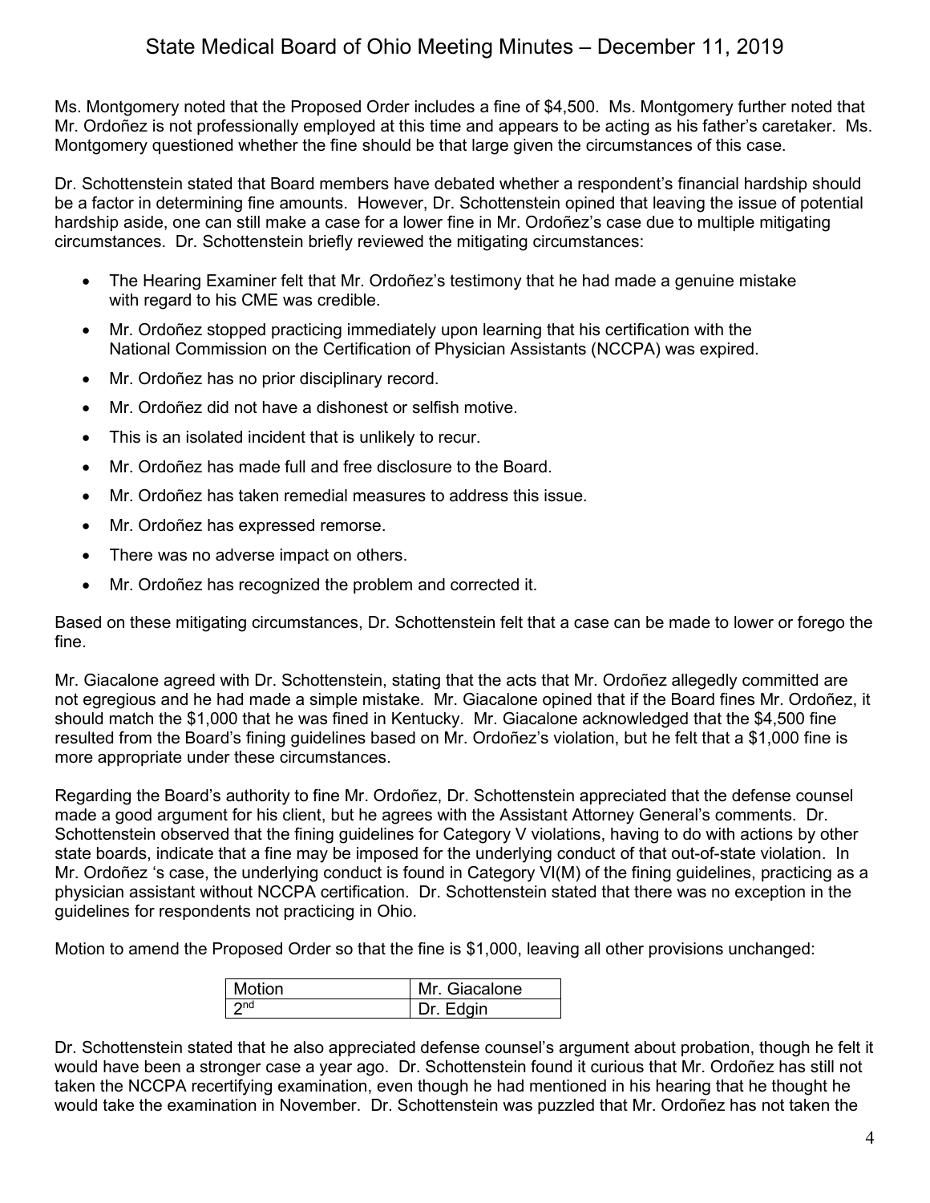Ms. Montgomery noted that the Proposed Order includes a fine of $4,500. Ms. Montgomery further noted that Mr. Ordoñez is not professionally employed at this time and appears to be acting as his father's caretaker. Ms. Montgomery questioned whether the fine should be that large given the circumstances of this case.

Dr. Schottenstein stated that Board members have debated whether a respondent's financial hardship should be a factor in determining fine amounts. However, Dr. Schottenstein opined that leaving the issue of potential hardship aside, one can still make a case for a lower fine in Mr. Ordoñez's case due to multiple mitigating circumstances. Dr. Schottenstein briefly reviewed the mitigating circumstances:

- The Hearing Examiner felt that Mr. Ordoñez's testimony that he had made a genuine mistake with regard to his CME was credible.
- Mr. Ordoñez stopped practicing immediately upon learning that his certification with the National Commission on the Certification of Physician Assistants (NCCPA) was expired.
- Mr. Ordoñez has no prior disciplinary record.
- Mr. Ordoñez did not have a dishonest or selfish motive.
- This is an isolated incident that is unlikely to recur.
- Mr. Ordoñez has made full and free disclosure to the Board.
- Mr. Ordoñez has taken remedial measures to address this issue.
- Mr. Ordoñez has expressed remorse.
- There was no adverse impact on others.
- Mr. Ordoñez has recognized the problem and corrected it.

Based on these mitigating circumstances, Dr. Schottenstein felt that a case can be made to lower or forego the fine.

Mr. Giacalone agreed with Dr. Schottenstein, stating that the acts that Mr. Ordoñez allegedly committed are not egregious and he had made a simple mistake. Mr. Giacalone opined that if the Board fines Mr. Ordoñez, it should match the $1,000 that he was fined in Kentucky. Mr. Giacalone acknowledged that the $4,500 fine resulted from the Board's fining guidelines based on Mr. Ordoñez's violation, but he felt that a $1,000 fine is more appropriate under these circumstances.

Regarding the Board's authority to fine Mr. Ordoñez, Dr. Schottenstein appreciated that the defense counsel made a good argument for his client, but he agrees with the Assistant Attorney General's comments. Dr. Schottenstein observed that the fining guidelines for Category V violations, having to do with actions by other state boards, indicate that a fine may be imposed for the underlying conduct of that out-of-state violation. In Mr. Ordoñez 's case, the underlying conduct is found in Category VI(M) of the fining guidelines, practicing as a physician assistant without NCCPA certification. Dr. Schottenstein stated that there was no exception in the guidelines for respondents not practicing in Ohio.

Motion to amend the Proposed Order so that the fine is $1,000, leaving all other provisions unchanged:

| | |
|---|---|
| Motion | Mr. Giacalone |
| 2nd | Dr. Edgin |

Dr. Schottenstein stated that he also appreciated defense counsel's argument about probation, though he felt it would have been a stronger case a year ago. Dr. Schottenstein found it curious that Mr. Ordoñez has still not taken the NCCPA recertifying examination, even though he had mentioned in his hearing that he thought he would take the examination in November. Dr. Schottenstein was puzzled that Mr. Ordoñez has not taken the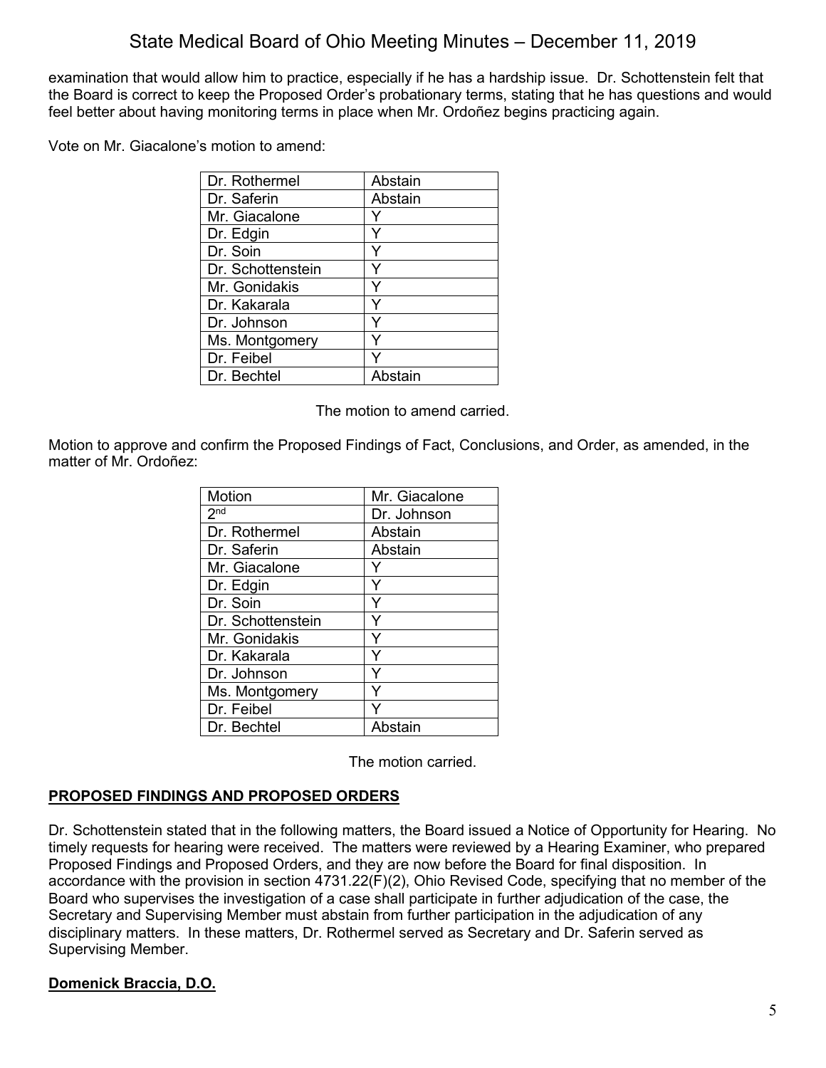examination that would allow him to practice, especially if he has a hardship issue. Dr. Schottenstein felt that the Board is correct to keep the Proposed Order's probationary terms, stating that he has questions and would feel better about having monitoring terms in place when Mr. Ordoñez begins practicing again.

Vote on Mr. Giacalone's motion to amend:

| | |
|---|---|
| Dr. Rothermel | Abstain |
| Dr. Saferin | Abstain |
| Mr. Giacalone | Y |
| Dr. Edgin | Y |
| Dr. Soin | Y |
| Dr. Schottenstein | Y |
| Mr. Gonidakis | Y |
| Dr. Kakarala | Y |
| Dr. Johnson | Y |
| Ms. Montgomery | Y |
| Dr. Feibel | Y |
| Dr. Bechtel | Abstain |

The motion to amend carried.

Motion to approve and confirm the Proposed Findings of Fact, Conclusions, and Order, as amended, in the matter of Mr. Ordoñez:

| | |
|---|---|
| Motion | Mr. Giacalone |
| 2nd | Dr. Johnson |
| Dr. Rothermel | Abstain |
| Dr. Saferin | Abstain |
| Mr. Giacalone | Y |
| Dr. Edgin | Y |
| Dr. Soin | Y |
| Dr. Schottenstein | Y |
| Mr. Gonidakis | Y |
| Dr. Kakarala | Y |
| Dr. Johnson | Y |
| Ms. Montgomery | Y |
| Dr. Feibel | Y |
| Dr. Bechtel | Abstain |

The motion carried.

## PROPOSED FINDINGS AND PROPOSED ORDERS

Dr. Schottenstein stated that in the following matters, the Board issued a Notice of Opportunity for Hearing. No timely requests for hearing were received. The matters were reviewed by a Hearing Examiner, who prepared Proposed Findings and Proposed Orders, and they are now before the Board for final disposition. In accordance with the provision in section 4731.22(F)(2), Ohio Revised Code, specifying that no member of the Board who supervises the investigation of a case shall participate in further adjudication of the case, the Secretary and Supervising Member must abstain from further participation in the adjudication of any disciplinary matters. In these matters, Dr. Rothermel served as Secretary and Dr. Saferin served as Supervising Member.

### Domenick Braccia, D.O.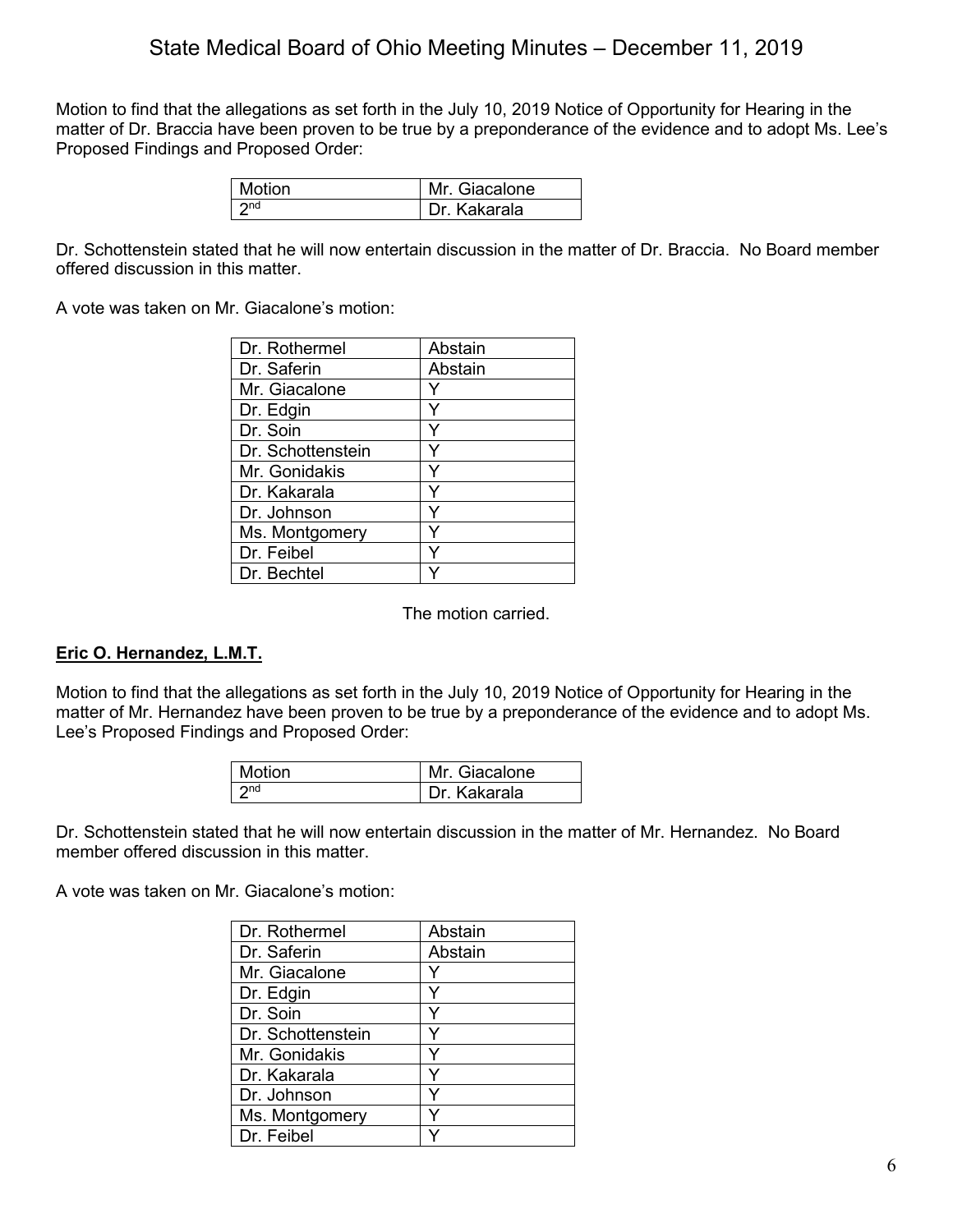Motion to find that the allegations as set forth in the July 10, 2019 Notice of Opportunity for Hearing in the matter of Dr. Braccia have been proven to be true by a preponderance of the evidence and to adopt Ms. Lee's Proposed Findings and Proposed Order:

| | |
|---|---|
| Motion | Mr. Giacalone |
| 2nd | Dr. Kakarala |

Dr. Schottenstein stated that he will now entertain discussion in the matter of Dr. Braccia. No Board member offered discussion in this matter.

A vote was taken on Mr. Giacalone's motion:

| | |
|---|---|
| Dr. Rothermel | Abstain |
| Dr. Saferin | Abstain |
| Mr. Giacalone | Y |
| Dr. Edgin | Y |
| Dr. Soin | Y |
| Dr. Schottenstein | Y |
| Mr. Gonidakis | Y |
| Dr. Kakarala | Y |
| Dr. Johnson | Y |
| Ms. Montgomery | Y |
| Dr. Feibel | Y |
| Dr. Bechtel | Y |

The motion carried.

**Eric O. Hernandez, L.M.T.**

Motion to find that the allegations as set forth in the July 10, 2019 Notice of Opportunity for Hearing in the matter of Mr. Hernandez have been proven to be true by a preponderance of the evidence and to adopt Ms. Lee's Proposed Findings and Proposed Order:

| | |
|---|---|
| Motion | Mr. Giacalone |
| 2nd | Dr. Kakarala |

Dr. Schottenstein stated that he will now entertain discussion in the matter of Mr. Hernandez. No Board member offered discussion in this matter.

A vote was taken on Mr. Giacalone's motion:

| | |
|---|---|
| Dr. Rothermel | Abstain |
| Dr. Saferin | Abstain |
| Mr. Giacalone | Y |
| Dr. Edgin | Y |
| Dr. Soin | Y |
| Dr. Schottenstein | Y |
| Mr. Gonidakis | Y |
| Dr. Kakarala | Y |
| Dr. Johnson | Y |
| Ms. Montgomery | Y |
| Dr. Feibel | Y |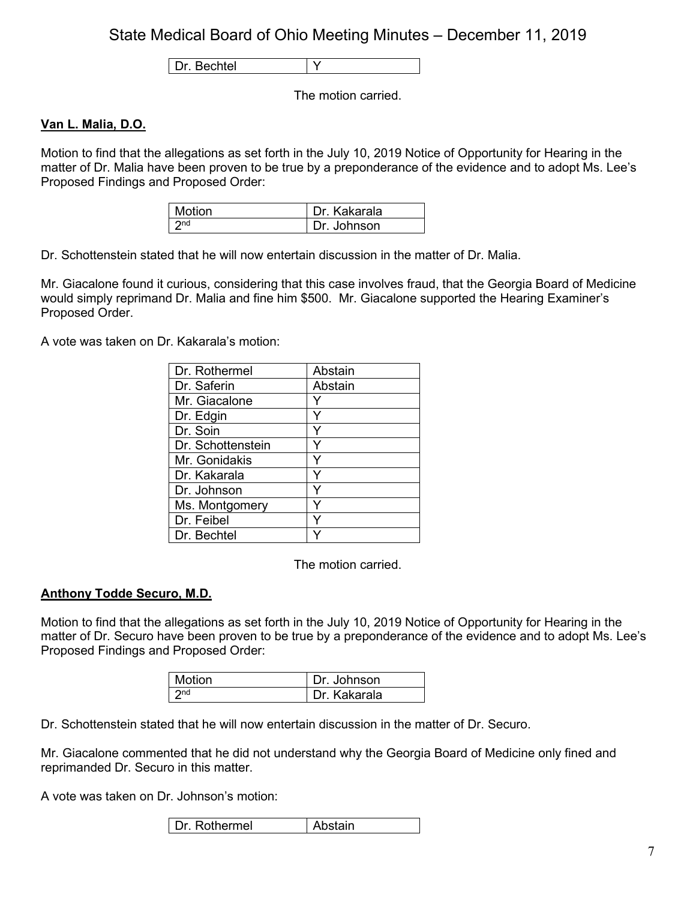| | |
|---|---|
| Dr. Bechtel | Y |

The motion carried.

**Van L. Malia, D.O.**

Motion to find that the allegations as set forth in the July 10, 2019 Notice of Opportunity for Hearing in the matter of Dr. Malia have been proven to be true by a preponderance of the evidence and to adopt Ms. Lee's Proposed Findings and Proposed Order:

| | |
|---|---|
| Motion | Dr. Kakarala |
| 2nd | Dr. Johnson |

Dr. Schottenstein stated that he will now entertain discussion in the matter of Dr. Malia.

Mr. Giacalone found it curious, considering that this case involves fraud, that the Georgia Board of Medicine would simply reprimand Dr. Malia and fine him $500. Mr. Giacalone supported the Hearing Examiner's Proposed Order.

A vote was taken on Dr. Kakarala's motion:

| | |
|---|---|
| Dr. Rothermel | Abstain |
| Dr. Saferin | Abstain |
| Mr. Giacalone | Y |
| Dr. Edgin | Y |
| Dr. Soin | Y |
| Dr. Schottenstein | Y |
| Mr. Gonidakis | Y |
| Dr. Kakarala | Y |
| Dr. Johnson | Y |
| Ms. Montgomery | Y |
| Dr. Feibel | Y |
| Dr. Bechtel | Y |

The motion carried.

**Anthony Todde Securo, M.D.**

Motion to find that the allegations as set forth in the July 10, 2019 Notice of Opportunity for Hearing in the matter of Dr. Securo have been proven to be true by a preponderance of the evidence and to adopt Ms. Lee's Proposed Findings and Proposed Order:

| | |
|---|---|
| Motion | Dr. Johnson |
| 2nd | Dr. Kakarala |

Dr. Schottenstein stated that he will now entertain discussion in the matter of Dr. Securo.

Mr. Giacalone commented that he did not understand why the Georgia Board of Medicine only fined and reprimanded Dr. Securo in this matter.

A vote was taken on Dr. Johnson's motion:

| | |
|---|---|
| Dr. Rothermel | Abstain |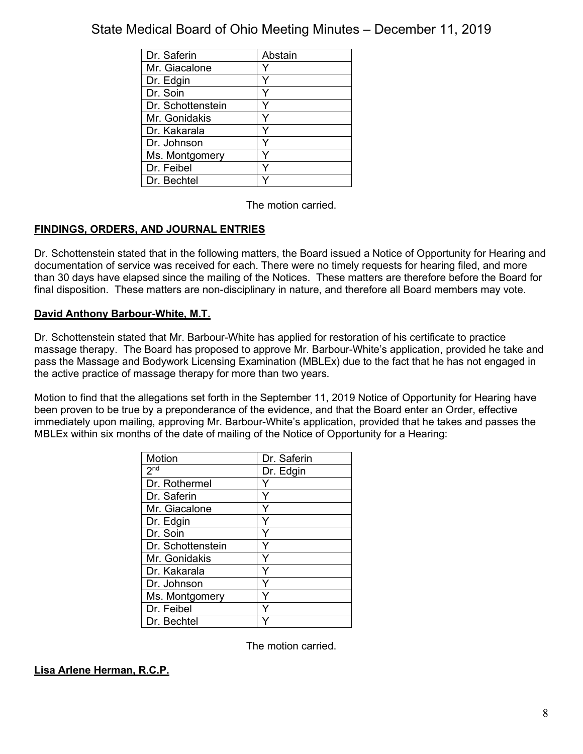| | |
|---|---|
| Dr. Saferin | Abstain |
| Mr. Giacalone | Y |
| Dr. Edgin | Y |
| Dr. Soin | Y |
| Dr. Schottenstein | Y |
| Mr. Gonidakis | Y |
| Dr. Kakarala | Y |
| Dr. Johnson | Y |
| Ms. Montgomery | Y |
| Dr. Feibel | Y |
| Dr. Bechtel | Y |

The motion carried.

**FINDINGS, ORDERS, AND JOURNAL ENTRIES**

Dr. Schottenstein stated that in the following matters, the Board issued a Notice of Opportunity for Hearing and documentation of service was received for each. There were no timely requests for hearing filed, and more than 30 days have elapsed since the mailing of the Notices. These matters are therefore before the Board for final disposition. These matters are non-disciplinary in nature, and therefore all Board members may vote.

**David Anthony Barbour-White, M.T.**

Dr. Schottenstein stated that Mr. Barbour-White has applied for restoration of his certificate to practice massage therapy. The Board has proposed to approve Mr. Barbour-White's application, provided he take and pass the Massage and Bodywork Licensing Examination (MBLEx) due to the fact that he has not engaged in the active practice of massage therapy for more than two years.

Motion to find that the allegations set forth in the September 11, 2019 Notice of Opportunity for Hearing have been proven to be true by a preponderance of the evidence, and that the Board enter an Order, effective immediately upon mailing, approving Mr. Barbour-White's application, provided that he takes and passes the MBLEx within six months of the date of mailing of the Notice of Opportunity for a Hearing:

| | |
|---|---|
| Motion | Dr. Saferin |
| 2nd | Dr. Edgin |
| Dr. Rothermel | Y |
| Dr. Saferin | Y |
| Mr. Giacalone | Y |
| Dr. Edgin | Y |
| Dr. Soin | Y |
| Dr. Schottenstein | Y |
| Mr. Gonidakis | Y |
| Dr. Kakarala | Y |
| Dr. Johnson | Y |
| Ms. Montgomery | Y |
| Dr. Feibel | Y |
| Dr. Bechtel | Y |

The motion carried.

**Lisa Arlene Herman, R.C.P.**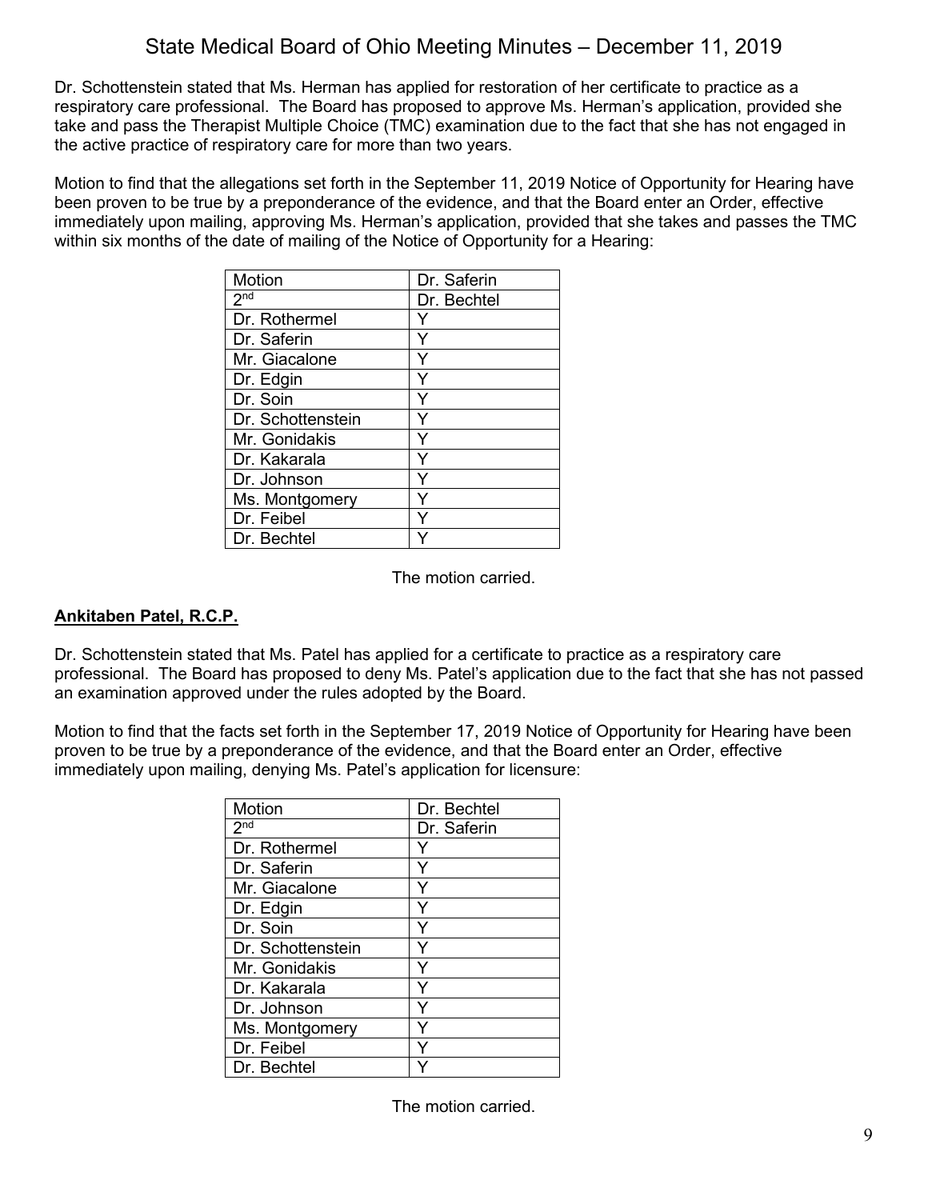Dr. Schottenstein stated that Ms. Herman has applied for restoration of her certificate to practice as a respiratory care professional. The Board has proposed to approve Ms. Herman's application, provided she take and pass the Therapist Multiple Choice (TMC) examination due to the fact that she has not engaged in the active practice of respiratory care for more than two years.

Motion to find that the allegations set forth in the September 11, 2019 Notice of Opportunity for Hearing have been proven to be true by a preponderance of the evidence, and that the Board enter an Order, effective immediately upon mailing, approving Ms. Herman's application, provided that she takes and passes the TMC within six months of the date of mailing of the Notice of Opportunity for a Hearing:

| | |
|---|---|
| Motion | Dr. Saferin |
| 2nd | Dr. Bechtel |
| Dr. Rothermel | Y |
| Dr. Saferin | Y |
| Mr. Giacalone | Y |
| Dr. Edgin | Y |
| Dr. Soin | Y |
| Dr. Schottenstein | Y |
| Mr. Gonidakis | Y |
| Dr. Kakarala | Y |
| Dr. Johnson | Y |
| Ms. Montgomery | Y |
| Dr. Feibel | Y |
| Dr. Bechtel | Y |

The motion carried.

**Ankitaben Patel, R.C.P.**

Dr. Schottenstein stated that Ms. Patel has applied for a certificate to practice as a respiratory care professional. The Board has proposed to deny Ms. Patel's application due to the fact that she has not passed an examination approved under the rules adopted by the Board.

Motion to find that the facts set forth in the September 17, 2019 Notice of Opportunity for Hearing have been proven to be true by a preponderance of the evidence, and that the Board enter an Order, effective immediately upon mailing, denying Ms. Patel's application for licensure:

| | |
|---|---|
| Motion | Dr. Bechtel |
| 2nd | Dr. Saferin |
| Dr. Rothermel | Y |
| Dr. Saferin | Y |
| Mr. Giacalone | Y |
| Dr. Edgin | Y |
| Dr. Soin | Y |
| Dr. Schottenstein | Y |
| Mr. Gonidakis | Y |
| Dr. Kakarala | Y |
| Dr. Johnson | Y |
| Ms. Montgomery | Y |
| Dr. Feibel | Y |
| Dr. Bechtel | Y |

The motion carried.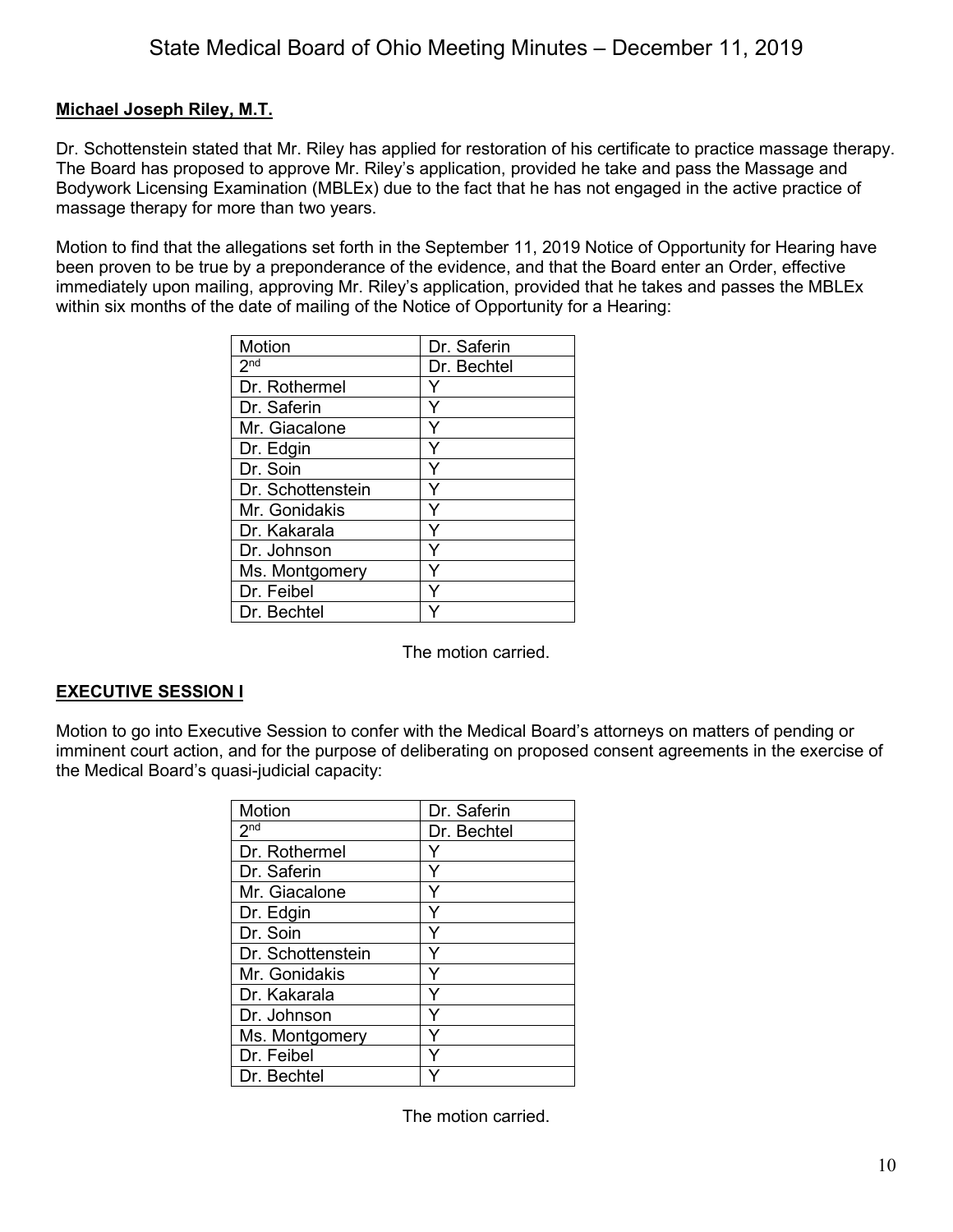**Michael Joseph Riley, M.T.**

Dr. Schottenstein stated that Mr. Riley has applied for restoration of his certificate to practice massage therapy. The Board has proposed to approve Mr. Riley's application, provided he take and pass the Massage and Bodywork Licensing Examination (MBLEx) due to the fact that he has not engaged in the active practice of massage therapy for more than two years.

Motion to find that the allegations set forth in the September 11, 2019 Notice of Opportunity for Hearing have been proven to be true by a preponderance of the evidence, and that the Board enter an Order, effective immediately upon mailing, approving Mr. Riley's application, provided that he takes and passes the MBLEx within six months of the date of mailing of the Notice of Opportunity for a Hearing:

| Motion | Dr. Saferin |
|---|---|
| 2nd | Dr. Bechtel |
| Dr. Rothermel | Y |
| Dr. Saferin | Y |
| Mr. Giacalone | Y |
| Dr. Edgin | Y |
| Dr. Soin | Y |
| Dr. Schottenstein | Y |
| Mr. Gonidakis | Y |
| Dr. Kakarala | Y |
| Dr. Johnson | Y |
| Ms. Montgomery | Y |
| Dr. Feibel | Y |
| Dr. Bechtel | Y |

The motion carried.

**EXECUTIVE SESSION I**

Motion to go into Executive Session to confer with the Medical Board's attorneys on matters of pending or imminent court action, and for the purpose of deliberating on proposed consent agreements in the exercise of the Medical Board's quasi-judicial capacity:

| Motion | Dr. Saferin |
|---|---|
| 2nd | Dr. Bechtel |
| Dr. Rothermel | Y |
| Dr. Saferin | Y |
| Mr. Giacalone | Y |
| Dr. Edgin | Y |
| Dr. Soin | Y |
| Dr. Schottenstein | Y |
| Mr. Gonidakis | Y |
| Dr. Kakarala | Y |
| Dr. Johnson | Y |
| Ms. Montgomery | Y |
| Dr. Feibel | Y |
| Dr. Bechtel | Y |

The motion carried.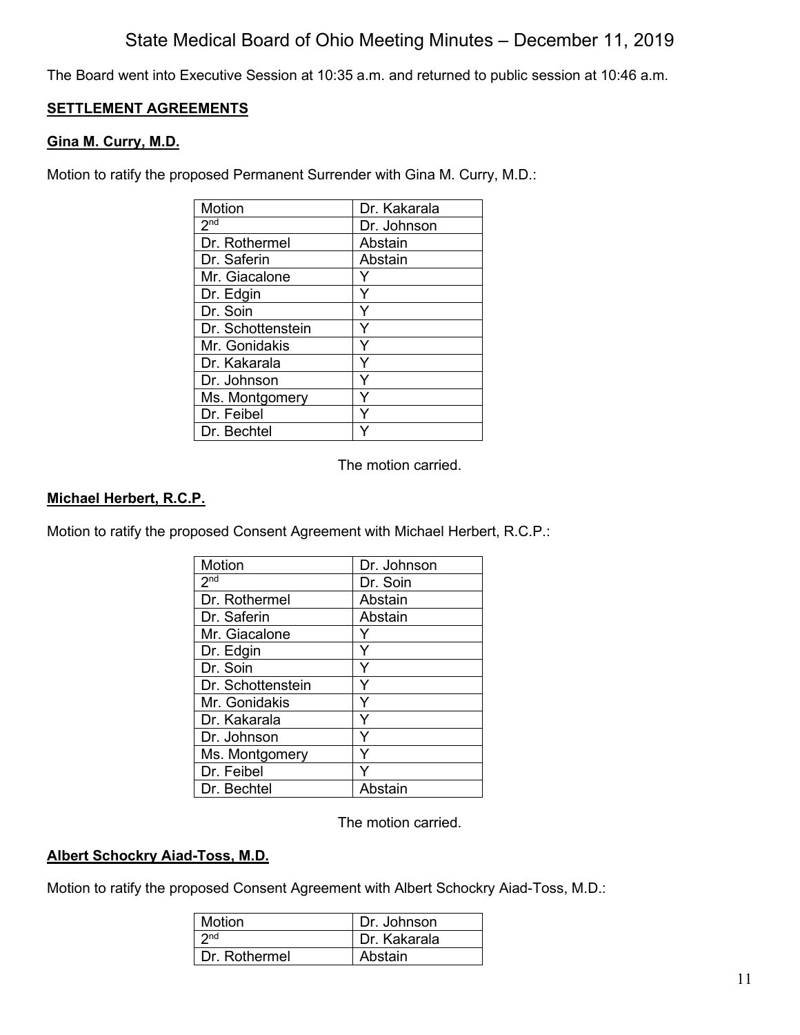The Board went into Executive Session at 10:35 a.m. and returned to public session at 10:46 a.m.

## SETTLEMENT AGREEMENTS

### Gina M. Curry, M.D.

Motion to ratify the proposed Permanent Surrender with Gina M. Curry, M.D.:

| | |
|---|---|
| Motion | Dr. Kakarala |
| 2nd | Dr. Johnson |
| Dr. Rothermel | Abstain |
| Dr. Saferin | Abstain |
| Mr. Giacalone | Y |
| Dr. Edgin | Y |
| Dr. Soin | Y |
| Dr. Schottenstein | Y |
| Mr. Gonidakis | Y |
| Dr. Kakarala | Y |
| Dr. Johnson | Y |
| Ms. Montgomery | Y |
| Dr. Feibel | Y |
| Dr. Bechtel | Y |

The motion carried.

### Michael Herbert, R.C.P.

Motion to ratify the proposed Consent Agreement with Michael Herbert, R.C.P.:

| | |
|---|---|
| Motion | Dr. Johnson |
| 2nd | Dr. Soin |
| Dr. Rothermel | Abstain |
| Dr. Saferin | Abstain |
| Mr. Giacalone | Y |
| Dr. Edgin | Y |
| Dr. Soin | Y |
| Dr. Schottenstein | Y |
| Mr. Gonidakis | Y |
| Dr. Kakarala | Y |
| Dr. Johnson | Y |
| Ms. Montgomery | Y |
| Dr. Feibel | Y |
| Dr. Bechtel | Abstain |

The motion carried.

### Albert Schockry Aiad-Toss, M.D.

Motion to ratify the proposed Consent Agreement with Albert Schockry Aiad-Toss, M.D.:

| | |
|---|---|
| Motion | Dr. Johnson |
| 2nd | Dr. Kakarala |
| Dr. Rothermel | Abstain |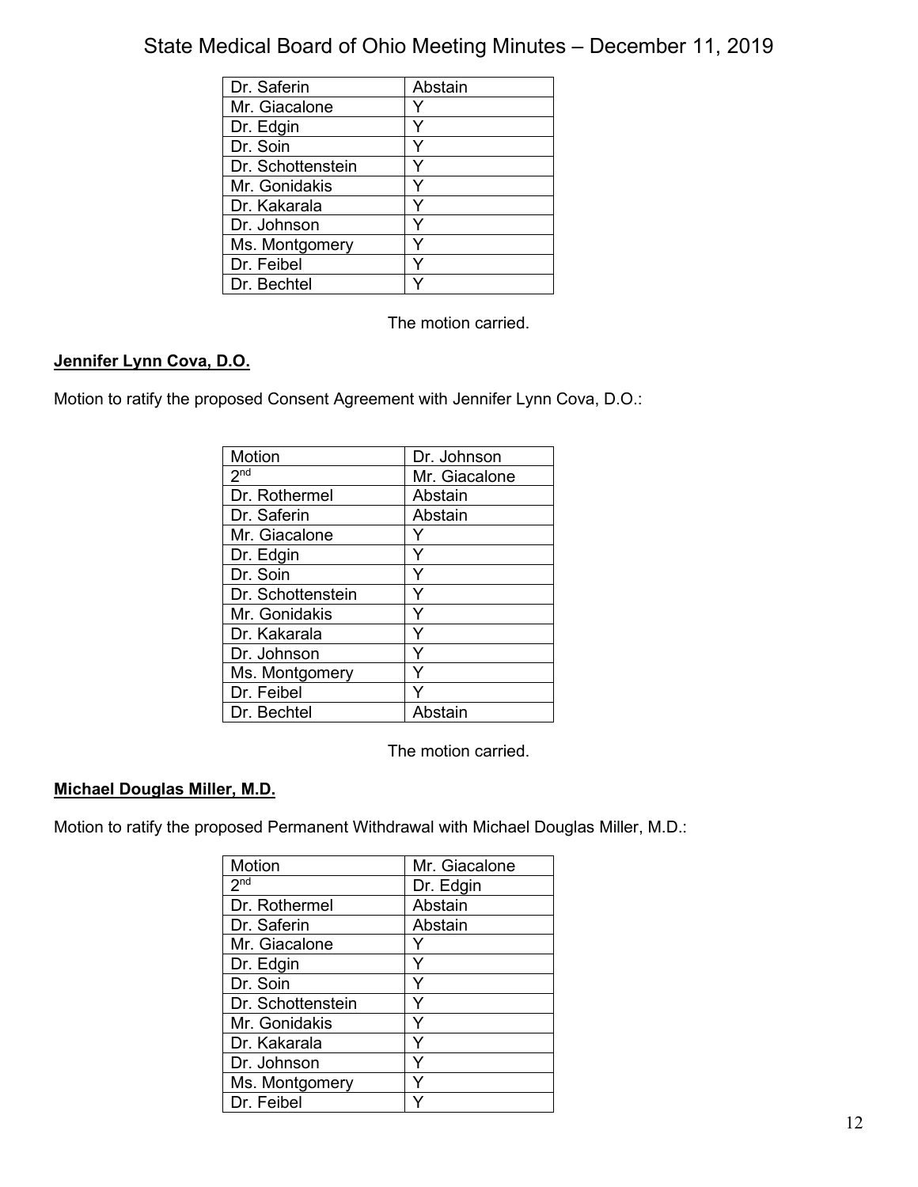| Dr. Saferin | Abstain |
|---|---|
| Mr. Giacalone | Y |
| Dr. Edgin | Y |
| Dr. Soin | Y |
| Dr. Schottenstein | Y |
| Mr. Gonidakis | Y |
| Dr. Kakarala | Y |
| Dr. Johnson | Y |
| Ms. Montgomery | Y |
| Dr. Feibel | Y |
| Dr. Bechtel | Y |

The motion carried.

**Jennifer Lynn Cova, D.O.**

Motion to ratify the proposed Consent Agreement with Jennifer Lynn Cova, D.O.:

| Motion | Dr. Johnson |
|---|---|
| 2nd | Mr. Giacalone |
| Dr. Rothermel | Abstain |
| Dr. Saferin | Abstain |
| Mr. Giacalone | Y |
| Dr. Edgin | Y |
| Dr. Soin | Y |
| Dr. Schottenstein | Y |
| Mr. Gonidakis | Y |
| Dr. Kakarala | Y |
| Dr. Johnson | Y |
| Ms. Montgomery | Y |
| Dr. Feibel | Y |
| Dr. Bechtel | Abstain |

The motion carried.

**Michael Douglas Miller, M.D.**

Motion to ratify the proposed Permanent Withdrawal with Michael Douglas Miller, M.D.:

| Motion | Mr. Giacalone |
|---|---|
| 2nd | Dr. Edgin |
| Dr. Rothermel | Abstain |
| Dr. Saferin | Abstain |
| Mr. Giacalone | Y |
| Dr. Edgin | Y |
| Dr. Soin | Y |
| Dr. Schottenstein | Y |
| Mr. Gonidakis | Y |
| Dr. Kakarala | Y |
| Dr. Johnson | Y |
| Ms. Montgomery | Y |
| Dr. Feibel | Y |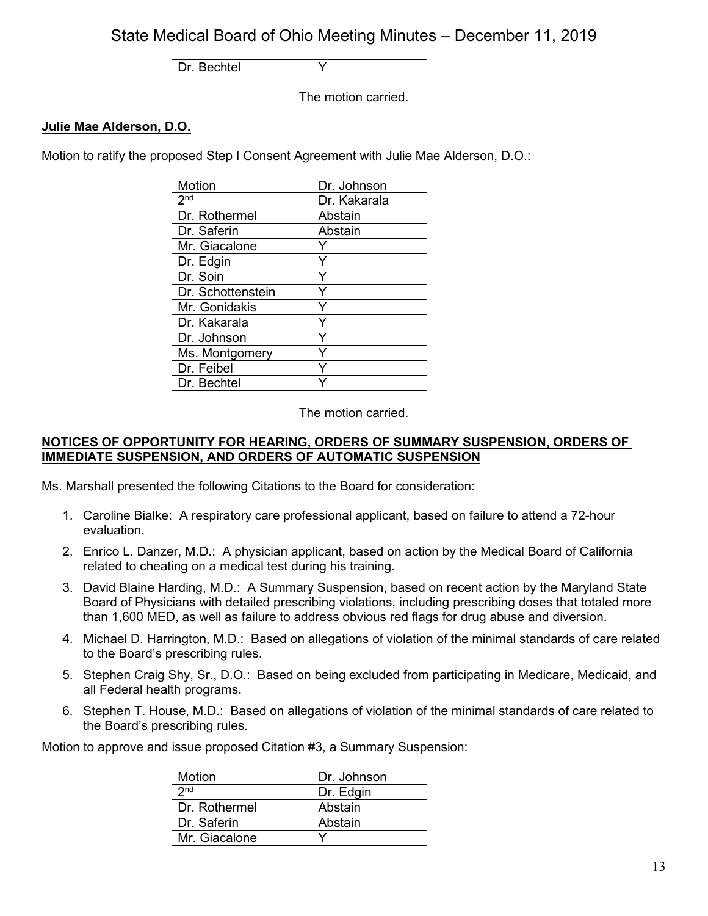| | |
|---|---|
| Dr. Bechtel | Y |

The motion carried.

**Julie Mae Alderson, D.O.**

Motion to ratify the proposed Step I Consent Agreement with Julie Mae Alderson, D.O.:

| | |
|---|---|
| Motion | Dr. Johnson |
| 2nd | Dr. Kakarala |
| Dr. Rothermel | Abstain |
| Dr. Saferin | Abstain |
| Mr. Giacalone | Y |
| Dr. Edgin | Y |
| Dr. Soin | Y |
| Dr. Schottenstein | Y |
| Mr. Gonidakis | Y |
| Dr. Kakarala | Y |
| Dr. Johnson | Y |
| Ms. Montgomery | Y |
| Dr. Feibel | Y |
| Dr. Bechtel | Y |

The motion carried.

**NOTICES OF OPPORTUNITY FOR HEARING, ORDERS OF SUMMARY SUSPENSION, ORDERS OF IMMEDIATE SUSPENSION, AND ORDERS OF AUTOMATIC SUSPENSION**

Ms. Marshall presented the following Citations to the Board for consideration:

1. Caroline Bialke: A respiratory care professional applicant, based on failure to attend a 72-hour evaluation.
2. Enrico L. Danzer, M.D.: A physician applicant, based on action by the Medical Board of California related to cheating on a medical test during his training.
3. David Blaine Harding, M.D.: A Summary Suspension, based on recent action by the Maryland State Board of Physicians with detailed prescribing violations, including prescribing doses that totaled more than 1,600 MED, as well as failure to address obvious red flags for drug abuse and diversion.
4. Michael D. Harrington, M.D.: Based on allegations of violation of the minimal standards of care related to the Board's prescribing rules.
5. Stephen Craig Shy, Sr., D.O.: Based on being excluded from participating in Medicare, Medicaid, and all Federal health programs.
6. Stephen T. House, M.D.: Based on allegations of violation of the minimal standards of care related to the Board's prescribing rules.

Motion to approve and issue proposed Citation #3, a Summary Suspension:

| | |
|---|---|
| Motion | Dr. Johnson |
| 2nd | Dr. Edgin |
| Dr. Rothermel | Abstain |
| Dr. Saferin | Abstain |
| Mr. Giacalone | Y |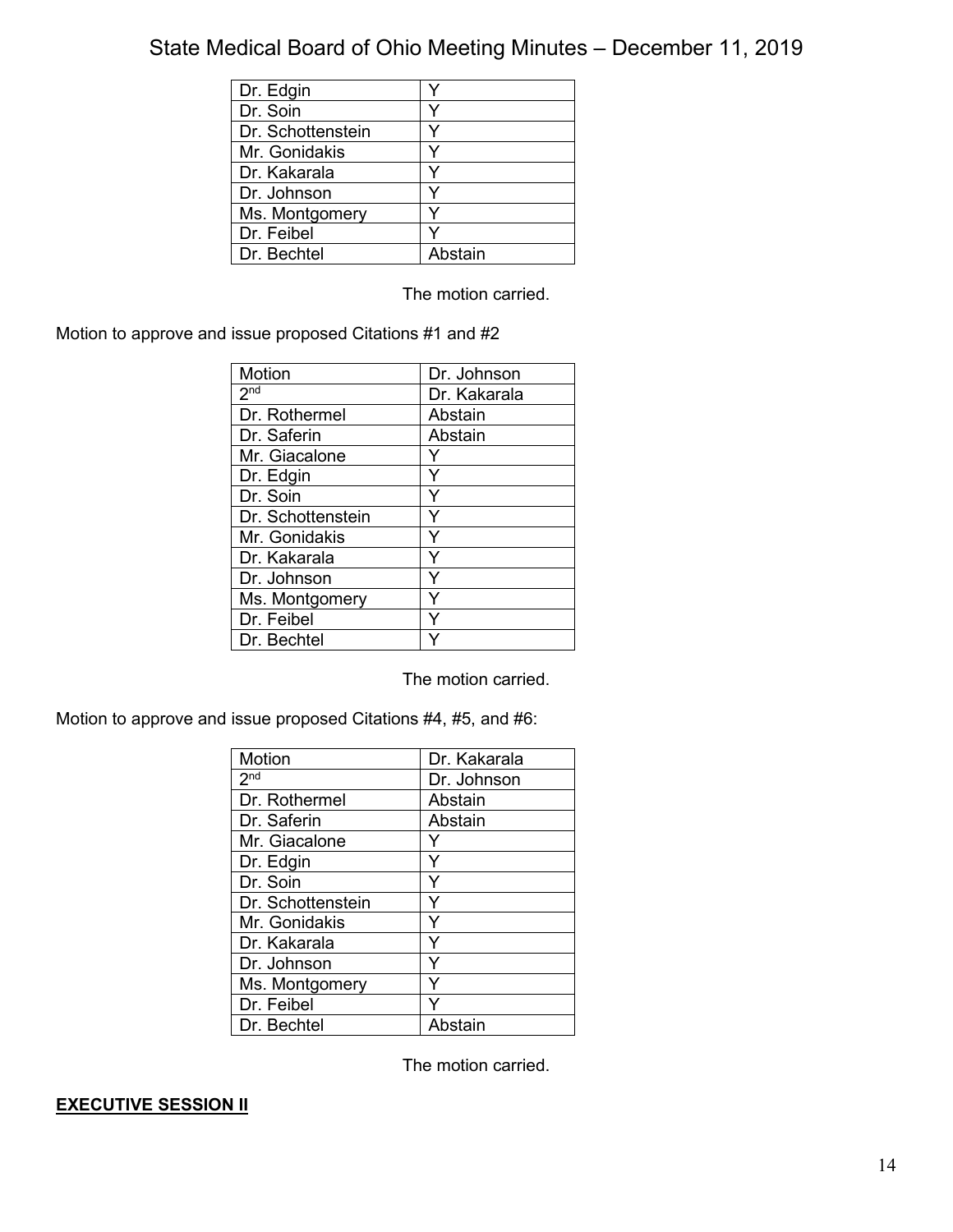| | |
|---|---|
| Dr. Edgin | Y |
| Dr. Soin | Y |
| Dr. Schottenstein | Y |
| Mr. Gonidakis | Y |
| Dr. Kakarala | Y |
| Dr. Johnson | Y |
| Ms. Montgomery | Y |
| Dr. Feibel | Y |
| Dr. Bechtel | Abstain |

The motion carried.

Motion to approve and issue proposed Citations #1 and #2

| | |
|---|---|
| Motion | Dr. Johnson |
| 2nd | Dr. Kakarala |
| Dr. Rothermel | Abstain |
| Dr. Saferin | Abstain |
| Mr. Giacalone | Y |
| Dr. Edgin | Y |
| Dr. Soin | Y |
| Dr. Schottenstein | Y |
| Mr. Gonidakis | Y |
| Dr. Kakarala | Y |
| Dr. Johnson | Y |
| Ms. Montgomery | Y |
| Dr. Feibel | Y |
| Dr. Bechtel | Y |

The motion carried.

Motion to approve and issue proposed Citations #4, #5, and #6:

| | |
|---|---|
| Motion | Dr. Kakarala |
| 2nd | Dr. Johnson |
| Dr. Rothermel | Abstain |
| Dr. Saferin | Abstain |
| Mr. Giacalone | Y |
| Dr. Edgin | Y |
| Dr. Soin | Y |
| Dr. Schottenstein | Y |
| Mr. Gonidakis | Y |
| Dr. Kakarala | Y |
| Dr. Johnson | Y |
| Ms. Montgomery | Y |
| Dr. Feibel | Y |
| Dr. Bechtel | Abstain |

The motion carried.

**EXECUTIVE SESSION II**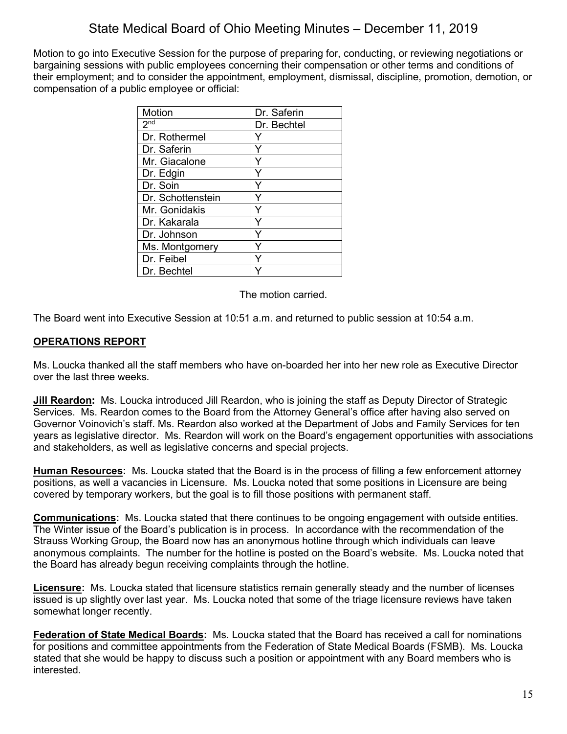Motion to go into Executive Session for the purpose of preparing for, conducting, or reviewing negotiations or bargaining sessions with public employees concerning their compensation or other terms and conditions of their employment; and to consider the appointment, employment, dismissal, discipline, promotion, demotion, or compensation of a public employee or official:

| | |
|---|---|
| Motion | Dr. Saferin |
| 2nd | Dr. Bechtel |
| Dr. Rothermel | Y |
| Dr. Saferin | Y |
| Mr. Giacalone | Y |
| Dr. Edgin | Y |
| Dr. Soin | Y |
| Dr. Schottenstein | Y |
| Mr. Gonidakis | Y |
| Dr. Kakarala | Y |
| Dr. Johnson | Y |
| Ms. Montgomery | Y |
| Dr. Feibel | Y |
| Dr. Bechtel | Y |

The motion carried.

The Board went into Executive Session at 10:51 a.m. and returned to public session at 10:54 a.m.

## OPERATIONS REPORT

Ms. Loucka thanked all the staff members who have on-boarded her into her new role as Executive Director over the last three weeks.

**Jill Reardon:** Ms. Loucka introduced Jill Reardon, who is joining the staff as Deputy Director of Strategic Services. Ms. Reardon comes to the Board from the Attorney General's office after having also served on Governor Voinovich's staff. Ms. Reardon also worked at the Department of Jobs and Family Services for ten years as legislative director. Ms. Reardon will work on the Board's engagement opportunities with associations and stakeholders, as well as legislative concerns and special projects.

**Human Resources:** Ms. Loucka stated that the Board is in the process of filling a few enforcement attorney positions, as well a vacancies in Licensure. Ms. Loucka noted that some positions in Licensure are being covered by temporary workers, but the goal is to fill those positions with permanent staff.

**Communications:** Ms. Loucka stated that there continues to be ongoing engagement with outside entities. The Winter issue of the Board's publication is in process. In accordance with the recommendation of the Strauss Working Group, the Board now has an anonymous hotline through which individuals can leave anonymous complaints. The number for the hotline is posted on the Board's website. Ms. Loucka noted that the Board has already begun receiving complaints through the hotline.

**Licensure:** Ms. Loucka stated that licensure statistics remain generally steady and the number of licenses issued is up slightly over last year. Ms. Loucka noted that some of the triage licensure reviews have taken somewhat longer recently.

**Federation of State Medical Boards:** Ms. Loucka stated that the Board has received a call for nominations for positions and committee appointments from the Federation of State Medical Boards (FSMB). Ms. Loucka stated that she would be happy to discuss such a position or appointment with any Board members who is interested.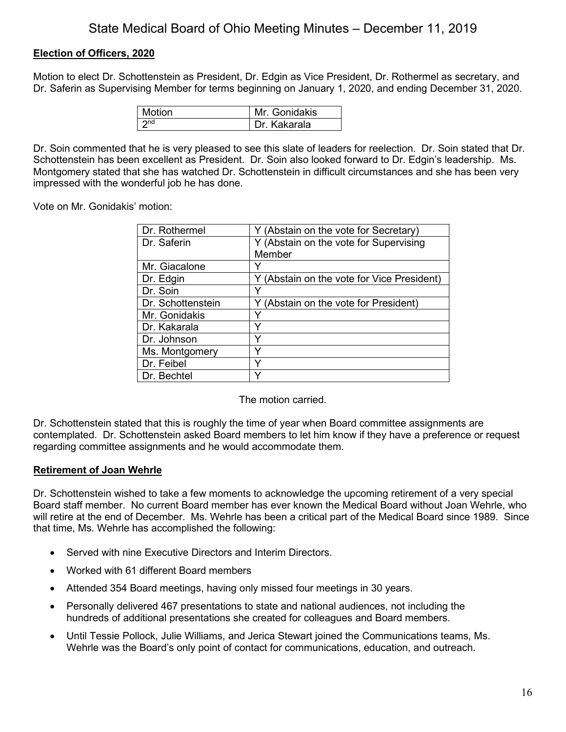**Election of Officers, 2020**

Motion to elect Dr. Schottenstein as President, Dr. Edgin as Vice President, Dr. Rothermel as secretary, and Dr. Saferin as Supervising Member for terms beginning on January 1, 2020, and ending December 31, 2020.

| | |
|---|---|
| Motion | Mr. Gonidakis |
| 2nd | Dr. Kakarala |

Dr. Soin commented that he is very pleased to see this slate of leaders for reelection. Dr. Soin stated that Dr. Schottenstein has been excellent as President. Dr. Soin also looked forward to Dr. Edgin's leadership. Ms. Montgomery stated that she has watched Dr. Schottenstein in difficult circumstances and she has been very impressed with the wonderful job he has done.

Vote on Mr. Gonidakis' motion:

| | |
|---|---|
| Dr. Rothermel | Y (Abstain on the vote for Secretary) |
| Dr. Saferin | Y (Abstain on the vote for Supervising Member |
| Mr. Giacalone | Y |
| Dr. Edgin | Y (Abstain on the vote for Vice President) |
| Dr. Soin | Y |
| Dr. Schottenstein | Y (Abstain on the vote for President) |
| Mr. Gonidakis | Y |
| Dr. Kakarala | Y |
| Dr. Johnson | Y |
| Ms. Montgomery | Y |
| Dr. Feibel | Y |
| Dr. Bechtel | Y |

The motion carried.

Dr. Schottenstein stated that this is roughly the time of year when Board committee assignments are contemplated. Dr. Schottenstein asked Board members to let him know if they have a preference or request regarding committee assignments and he would accommodate them.

**Retirement of Joan Wehrle**

Dr. Schottenstein wished to take a few moments to acknowledge the upcoming retirement of a very special Board staff member. No current Board member has ever known the Medical Board without Joan Wehrle, who will retire at the end of December. Ms. Wehrle has been a critical part of the Medical Board since 1989. Since that time, Ms. Wehrle has accomplished the following:

- Served with nine Executive Directors and Interim Directors.
- Worked with 61 different Board members
- Attended 354 Board meetings, having only missed four meetings in 30 years.
- Personally delivered 467 presentations to state and national audiences, not including the hundreds of additional presentations she created for colleagues and Board members.
- Until Tessie Pollock, Julie Williams, and Jerica Stewart joined the Communications teams, Ms. Wehrle was the Board's only point of contact for communications, education, and outreach.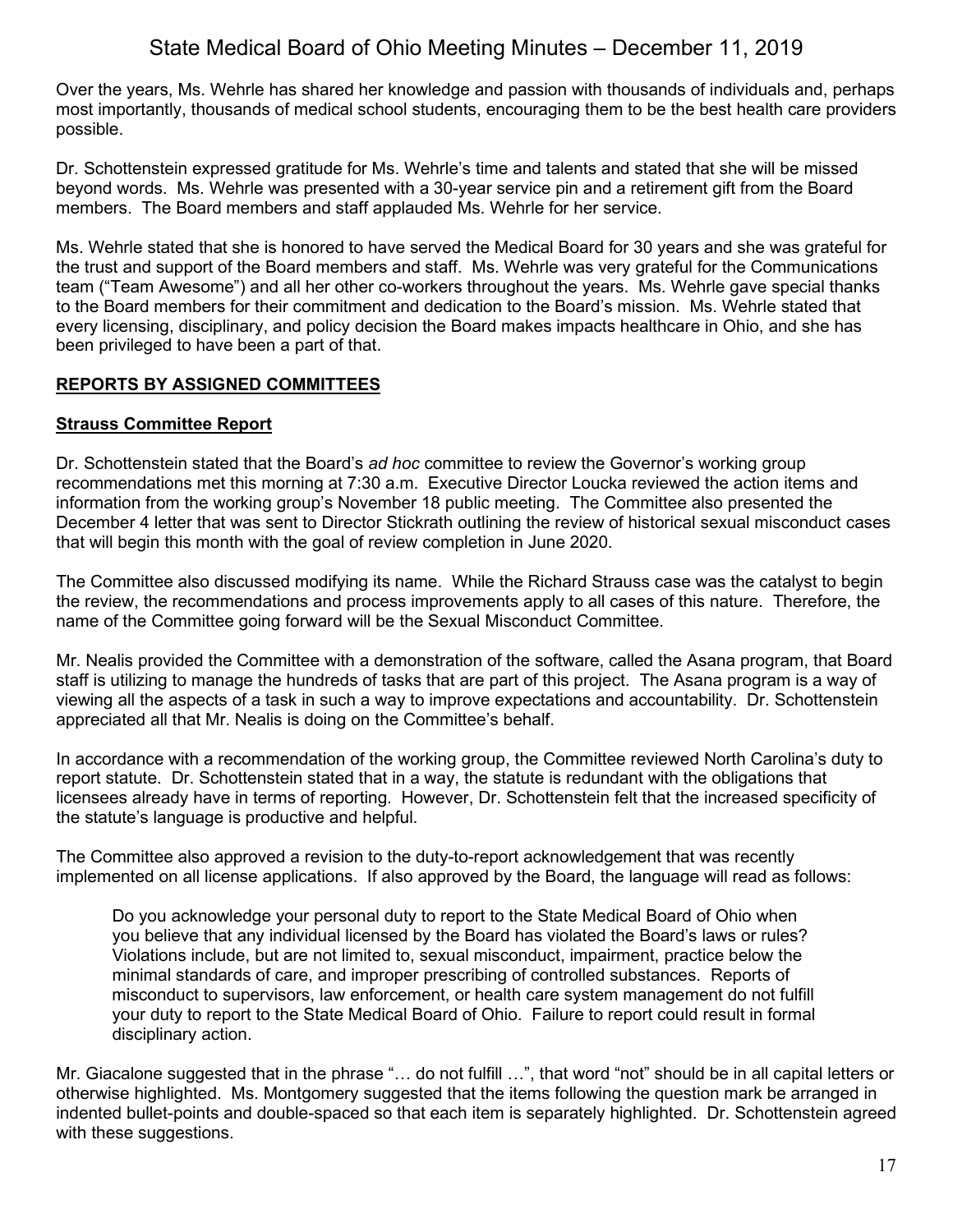Over the years, Ms. Wehrle has shared her knowledge and passion with thousands of individuals and, perhaps most importantly, thousands of medical school students, encouraging them to be the best health care providers possible.

Dr. Schottenstein expressed gratitude for Ms. Wehrle's time and talents and stated that she will be missed beyond words. Ms. Wehrle was presented with a 30-year service pin and a retirement gift from the Board members. The Board members and staff applauded Ms. Wehrle for her service.

Ms. Wehrle stated that she is honored to have served the Medical Board for 30 years and she was grateful for the trust and support of the Board members and staff. Ms. Wehrle was very grateful for the Communications team ("Team Awesome") and all her other co-workers throughout the years. Ms. Wehrle gave special thanks to the Board members for their commitment and dedication to the Board's mission. Ms. Wehrle stated that every licensing, disciplinary, and policy decision the Board makes impacts healthcare in Ohio, and she has been privileged to have been a part of that.

## REPORTS BY ASSIGNED COMMITTEES

### Strauss Committee Report

Dr. Schottenstein stated that the Board's *ad hoc* committee to review the Governor's working group recommendations met this morning at 7:30 a.m. Executive Director Loucka reviewed the action items and information from the working group's November 18 public meeting. The Committee also presented the December 4 letter that was sent to Director Stickrath outlining the review of historical sexual misconduct cases that will begin this month with the goal of review completion in June 2020.

The Committee also discussed modifying its name. While the Richard Strauss case was the catalyst to begin the review, the recommendations and process improvements apply to all cases of this nature. Therefore, the name of the Committee going forward will be the Sexual Misconduct Committee.

Mr. Nealis provided the Committee with a demonstration of the software, called the Asana program, that Board staff is utilizing to manage the hundreds of tasks that are part of this project. The Asana program is a way of viewing all the aspects of a task in such a way to improve expectations and accountability. Dr. Schottenstein appreciated all that Mr. Nealis is doing on the Committee's behalf.

In accordance with a recommendation of the working group, the Committee reviewed North Carolina's duty to report statute. Dr. Schottenstein stated that in a way, the statute is redundant with the obligations that licensees already have in terms of reporting. However, Dr. Schottenstein felt that the increased specificity of the statute's language is productive and helpful.

The Committee also approved a revision to the duty-to-report acknowledgement that was recently implemented on all license applications. If also approved by the Board, the language will read as follows:

> Do you acknowledge your personal duty to report to the State Medical Board of Ohio when you believe that any individual licensed by the Board has violated the Board's laws or rules? Violations include, but are not limited to, sexual misconduct, impairment, practice below the minimal standards of care, and improper prescribing of controlled substances. Reports of misconduct to supervisors, law enforcement, or health care system management do not fulfill your duty to report to the State Medical Board of Ohio. Failure to report could result in formal disciplinary action.

Mr. Giacalone suggested that in the phrase "… do not fulfill …", that word "not" should be in all capital letters or otherwise highlighted. Ms. Montgomery suggested that the items following the question mark be arranged in indented bullet-points and double-spaced so that each item is separately highlighted. Dr. Schottenstein agreed with these suggestions.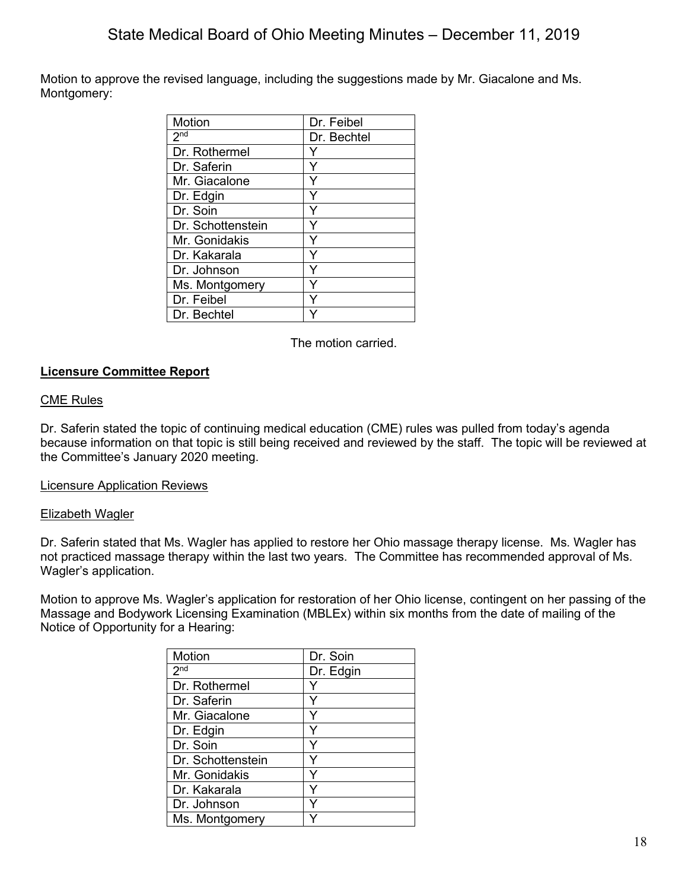Motion to approve the revised language, including the suggestions made by Mr. Giacalone and Ms. Montgomery:

| | |
|---|---|
| Motion | Dr. Feibel |
| 2nd | Dr. Bechtel |
| Dr. Rothermel | Y |
| Dr. Saferin | Y |
| Mr. Giacalone | Y |
| Dr. Edgin | Y |
| Dr. Soin | Y |
| Dr. Schottenstein | Y |
| Mr. Gonidakis | Y |
| Dr. Kakarala | Y |
| Dr. Johnson | Y |
| Ms. Montgomery | Y |
| Dr. Feibel | Y |
| Dr. Bechtel | Y |

The motion carried.

**Licensure Committee Report**

CME Rules

Dr. Saferin stated the topic of continuing medical education (CME) rules was pulled from today's agenda because information on that topic is still being received and reviewed by the staff. The topic will be reviewed at the Committee's January 2020 meeting.

Licensure Application Reviews

Elizabeth Wagler

Dr. Saferin stated that Ms. Wagler has applied to restore her Ohio massage therapy license. Ms. Wagler has not practiced massage therapy within the last two years. The Committee has recommended approval of Ms. Wagler's application.

Motion to approve Ms. Wagler's application for restoration of her Ohio license, contingent on her passing of the Massage and Bodywork Licensing Examination (MBLEx) within six months from the date of mailing of the Notice of Opportunity for a Hearing:

| | |
|---|---|
| Motion | Dr. Soin |
| 2nd | Dr. Edgin |
| Dr. Rothermel | Y |
| Dr. Saferin | Y |
| Mr. Giacalone | Y |
| Dr. Edgin | Y |
| Dr. Soin | Y |
| Dr. Schottenstein | Y |
| Mr. Gonidakis | Y |
| Dr. Kakarala | Y |
| Dr. Johnson | Y |
| Ms. Montgomery | Y |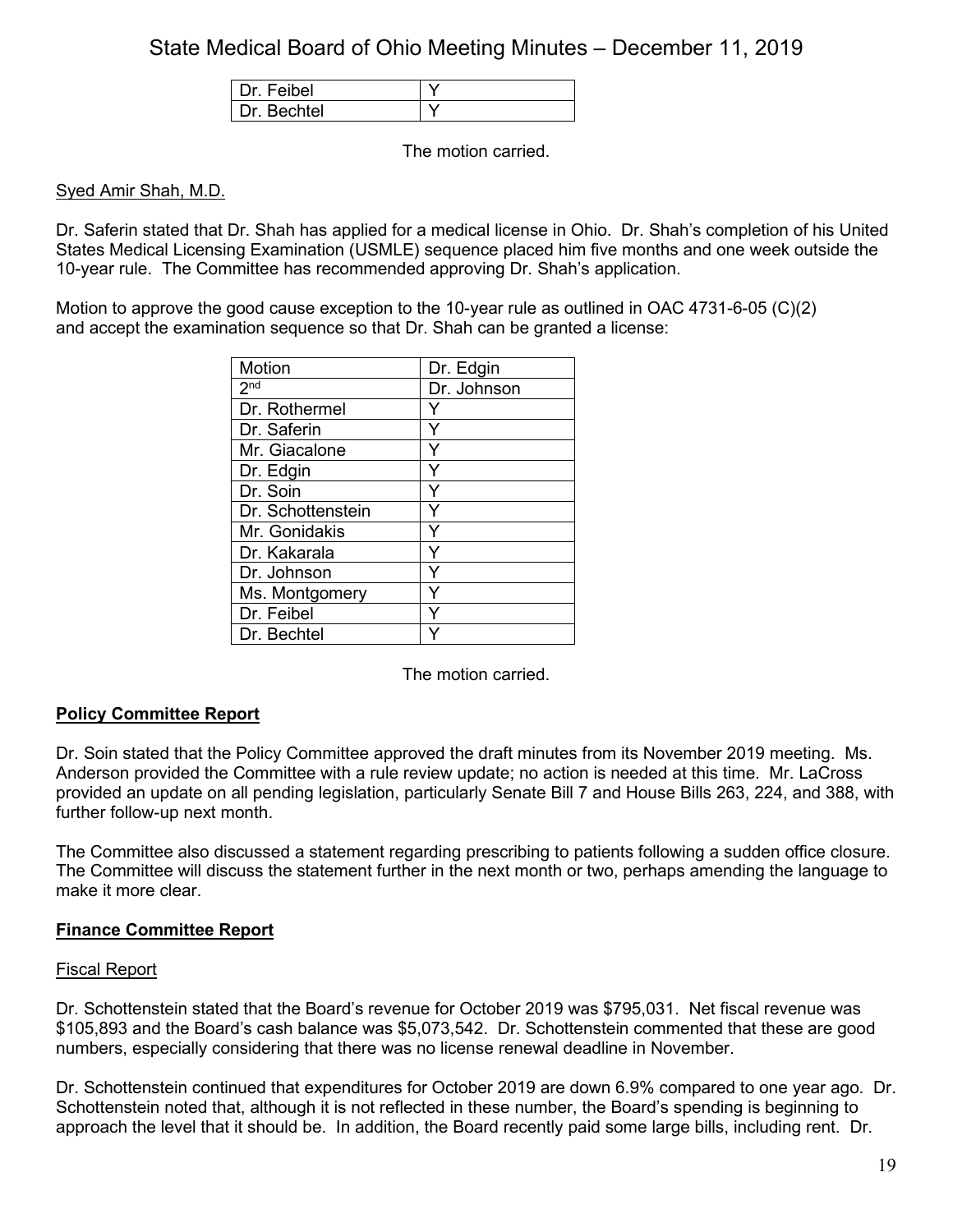| | |
|---|---|
| Dr. Feibel | Y |
| Dr. Bechtel | Y |

The motion carried.

Syed Amir Shah, M.D.

Dr. Saferin stated that Dr. Shah has applied for a medical license in Ohio. Dr. Shah's completion of his United States Medical Licensing Examination (USMLE) sequence placed him five months and one week outside the 10-year rule. The Committee has recommended approving Dr. Shah's application.

Motion to approve the good cause exception to the 10-year rule as outlined in OAC 4731-6-05 (C)(2) and accept the examination sequence so that Dr. Shah can be granted a license:

| Motion | Dr. Edgin |
|---|---|
| 2nd | Dr. Johnson |
| Dr. Rothermel | Y |
| Dr. Saferin | Y |
| Mr. Giacalone | Y |
| Dr. Edgin | Y |
| Dr. Soin | Y |
| Dr. Schottenstein | Y |
| Mr. Gonidakis | Y |
| Dr. Kakarala | Y |
| Dr. Johnson | Y |
| Ms. Montgomery | Y |
| Dr. Feibel | Y |
| Dr. Bechtel | Y |

The motion carried.

## Policy Committee Report

Dr. Soin stated that the Policy Committee approved the draft minutes from its November 2019 meeting. Ms. Anderson provided the Committee with a rule review update; no action is needed at this time. Mr. LaCross provided an update on all pending legislation, particularly Senate Bill 7 and House Bills 263, 224, and 388, with further follow-up next month.

The Committee also discussed a statement regarding prescribing to patients following a sudden office closure. The Committee will discuss the statement further in the next month or two, perhaps amending the language to make it more clear.

## Finance Committee Report

Fiscal Report

Dr. Schottenstein stated that the Board's revenue for October 2019 was $795,031. Net fiscal revenue was $105,893 and the Board's cash balance was $5,073,542. Dr. Schottenstein commented that these are good numbers, especially considering that there was no license renewal deadline in November.

Dr. Schottenstein continued that expenditures for October 2019 are down 6.9% compared to one year ago. Dr. Schottenstein noted that, although it is not reflected in these number, the Board's spending is beginning to approach the level that it should be. In addition, the Board recently paid some large bills, including rent. Dr.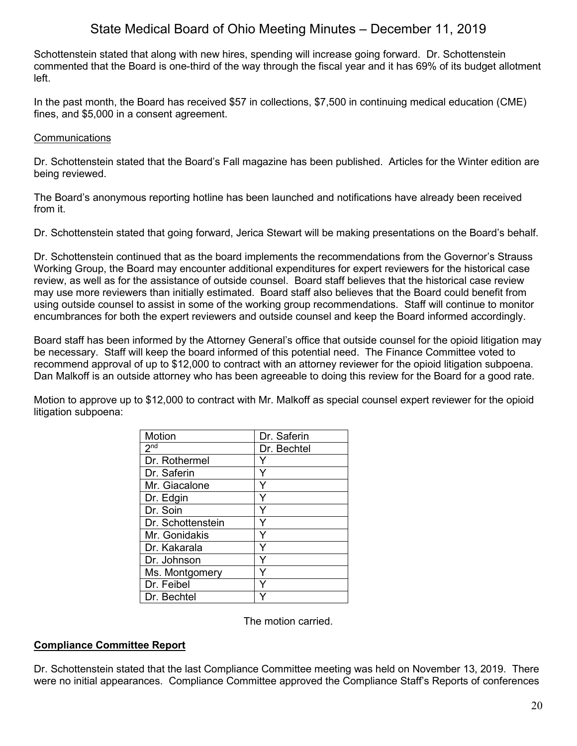Schottenstein stated that along with new hires, spending will increase going forward. Dr. Schottenstein commented that the Board is one-third of the way through the fiscal year and it has 69% of its budget allotment left.

In the past month, the Board has received $57 in collections, $7,500 in continuing medical education (CME) fines, and $5,000 in a consent agreement.

Communications

Dr. Schottenstein stated that the Board's Fall magazine has been published. Articles for the Winter edition are being reviewed.

The Board's anonymous reporting hotline has been launched and notifications have already been received from it.

Dr. Schottenstein stated that going forward, Jerica Stewart will be making presentations on the Board's behalf.

Dr. Schottenstein continued that as the board implements the recommendations from the Governor's Strauss Working Group, the Board may encounter additional expenditures for expert reviewers for the historical case review, as well as for the assistance of outside counsel. Board staff believes that the historical case review may use more reviewers than initially estimated. Board staff also believes that the Board could benefit from using outside counsel to assist in some of the working group recommendations. Staff will continue to monitor encumbrances for both the expert reviewers and outside counsel and keep the Board informed accordingly.

Board staff has been informed by the Attorney General's office that outside counsel for the opioid litigation may be necessary. Staff will keep the board informed of this potential need. The Finance Committee voted to recommend approval of up to $12,000 to contract with an attorney reviewer for the opioid litigation subpoena. Dan Malkoff is an outside attorney who has been agreeable to doing this review for the Board for a good rate.

Motion to approve up to $12,000 to contract with Mr. Malkoff as special counsel expert reviewer for the opioid litigation subpoena:

| | |
|---|---|
| Motion | Dr. Saferin |
| 2nd | Dr. Bechtel |
| Dr. Rothermel | Y |
| Dr. Saferin | Y |
| Mr. Giacalone | Y |
| Dr. Edgin | Y |
| Dr. Soin | Y |
| Dr. Schottenstein | Y |
| Mr. Gonidakis | Y |
| Dr. Kakarala | Y |
| Dr. Johnson | Y |
| Ms. Montgomery | Y |
| Dr. Feibel | Y |
| Dr. Bechtel | Y |

The motion carried.

**Compliance Committee Report**

Dr. Schottenstein stated that the last Compliance Committee meeting was held on November 13, 2019. There were no initial appearances. Compliance Committee approved the Compliance Staff's Reports of conferences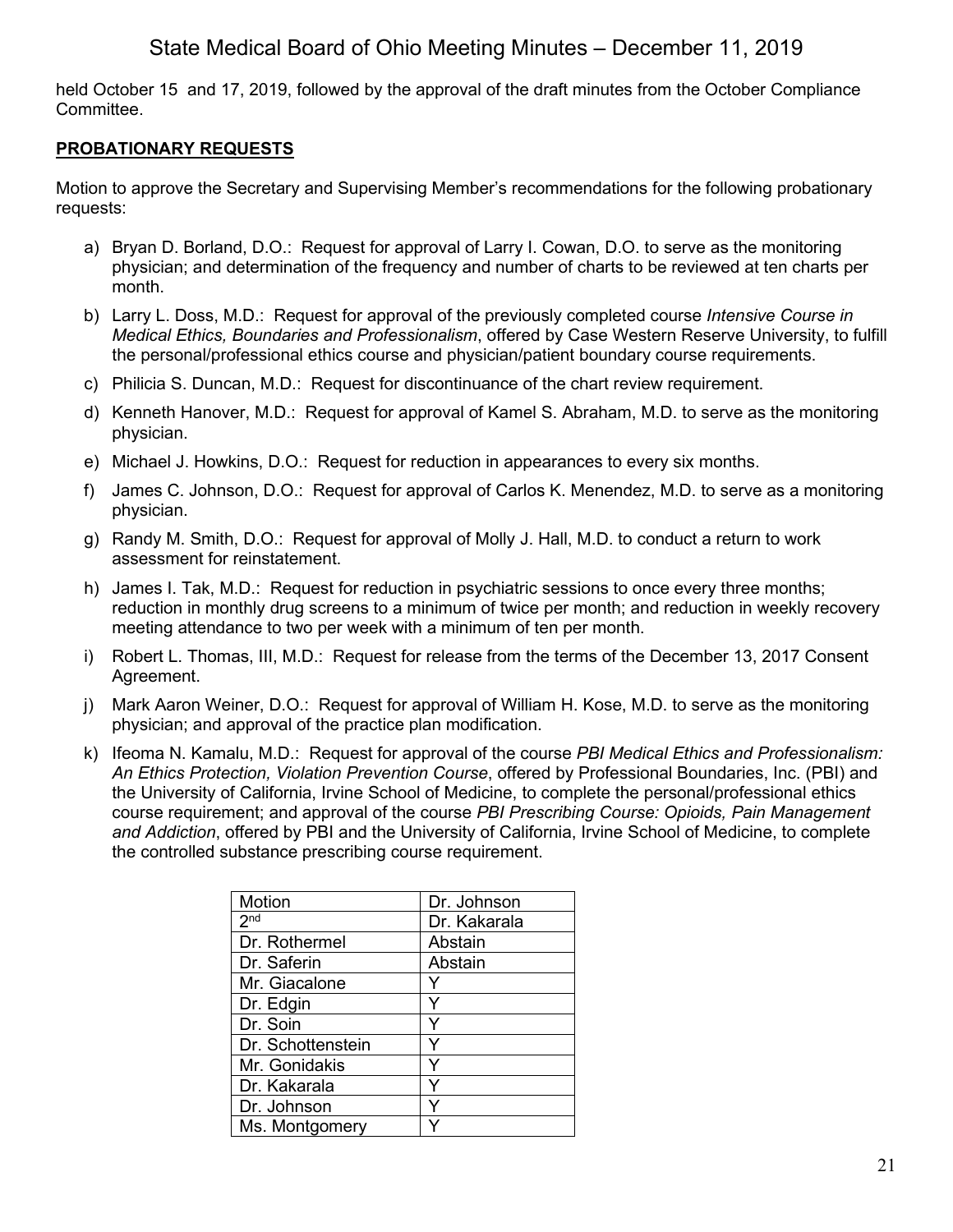held October 15 and 17, 2019, followed by the approval of the draft minutes from the October Compliance Committee.

## PROBATIONARY REQUESTS

Motion to approve the Secretary and Supervising Member's recommendations for the following probationary requests:

a) Bryan D. Borland, D.O.: Request for approval of Larry I. Cowan, D.O. to serve as the monitoring physician; and determination of the frequency and number of charts to be reviewed at ten charts per month.

b) Larry L. Doss, M.D.: Request for approval of the previously completed course *Intensive Course in Medical Ethics, Boundaries and Professionalism*, offered by Case Western Reserve University, to fulfill the personal/professional ethics course and physician/patient boundary course requirements.

c) Philicia S. Duncan, M.D.: Request for discontinuance of the chart review requirement.

d) Kenneth Hanover, M.D.: Request for approval of Kamel S. Abraham, M.D. to serve as the monitoring physician.

e) Michael J. Howkins, D.O.: Request for reduction in appearances to every six months.

f) James C. Johnson, D.O.: Request for approval of Carlos K. Menendez, M.D. to serve as a monitoring physician.

g) Randy M. Smith, D.O.: Request for approval of Molly J. Hall, M.D. to conduct a return to work assessment for reinstatement.

h) James I. Tak, M.D.: Request for reduction in psychiatric sessions to once every three months; reduction in monthly drug screens to a minimum of twice per month; and reduction in weekly recovery meeting attendance to two per week with a minimum of ten per month.

i) Robert L. Thomas, III, M.D.: Request for release from the terms of the December 13, 2017 Consent Agreement.

j) Mark Aaron Weiner, D.O.: Request for approval of William H. Kose, M.D. to serve as the monitoring physician; and approval of the practice plan modification.

k) Ifeoma N. Kamalu, M.D.: Request for approval of the course *PBI Medical Ethics and Professionalism: An Ethics Protection, Violation Prevention Course*, offered by Professional Boundaries, Inc. (PBI) and the University of California, Irvine School of Medicine, to complete the personal/professional ethics course requirement; and approval of the course *PBI Prescribing Course: Opioids, Pain Management and Addiction*, offered by PBI and the University of California, Irvine School of Medicine, to complete the controlled substance prescribing course requirement.

| | |
|---|---|
| Motion | Dr. Johnson |
| 2nd | Dr. Kakarala |
| Dr. Rothermel | Abstain |
| Dr. Saferin | Abstain |
| Mr. Giacalone | Y |
| Dr. Edgin | Y |
| Dr. Soin | Y |
| Dr. Schottenstein | Y |
| Mr. Gonidakis | Y |
| Dr. Kakarala | Y |
| Dr. Johnson | Y |
| Ms. Montgomery | Y |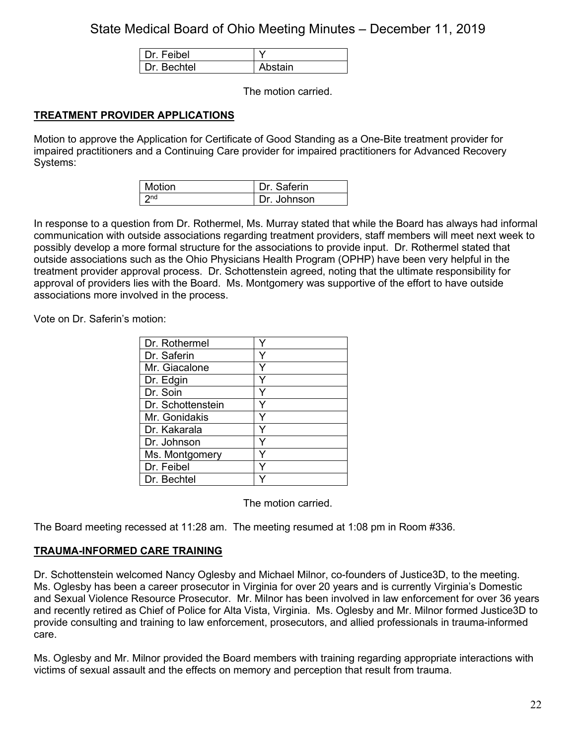| | |
|---|---|
| Dr. Feibel | Y |
| Dr. Bechtel | Abstain |

The motion carried.

## TREATMENT PROVIDER APPLICATIONS

Motion to approve the Application for Certificate of Good Standing as a One-Bite treatment provider for impaired practitioners and a Continuing Care provider for impaired practitioners for Advanced Recovery Systems:

| | |
|---|---|
| Motion | Dr. Saferin |
| 2nd | Dr. Johnson |

In response to a question from Dr. Rothermel, Ms. Murray stated that while the Board has always had informal communication with outside associations regarding treatment providers, staff members will meet next week to possibly develop a more formal structure for the associations to provide input. Dr. Rothermel stated that outside associations such as the Ohio Physicians Health Program (OPHP) have been very helpful in the treatment provider approval process. Dr. Schottenstein agreed, noting that the ultimate responsibility for approval of providers lies with the Board. Ms. Montgomery was supportive of the effort to have outside associations more involved in the process.

Vote on Dr. Saferin's motion:

| | |
|---|---|
| Dr. Rothermel | Y |
| Dr. Saferin | Y |
| Mr. Giacalone | Y |
| Dr. Edgin | Y |
| Dr. Soin | Y |
| Dr. Schottenstein | Y |
| Mr. Gonidakis | Y |
| Dr. Kakarala | Y |
| Dr. Johnson | Y |
| Ms. Montgomery | Y |
| Dr. Feibel | Y |
| Dr. Bechtel | Y |

The motion carried.

The Board meeting recessed at 11:28 am. The meeting resumed at 1:08 pm in Room #336.

## TRAUMA-INFORMED CARE TRAINING

Dr. Schottenstein welcomed Nancy Oglesby and Michael Milnor, co-founders of Justice3D, to the meeting. Ms. Oglesby has been a career prosecutor in Virginia for over 20 years and is currently Virginia's Domestic and Sexual Violence Resource Prosecutor. Mr. Milnor has been involved in law enforcement for over 36 years and recently retired as Chief of Police for Alta Vista, Virginia. Ms. Oglesby and Mr. Milnor formed Justice3D to provide consulting and training to law enforcement, prosecutors, and allied professionals in trauma-informed care.

Ms. Oglesby and Mr. Milnor provided the Board members with training regarding appropriate interactions with victims of sexual assault and the effects on memory and perception that result from trauma.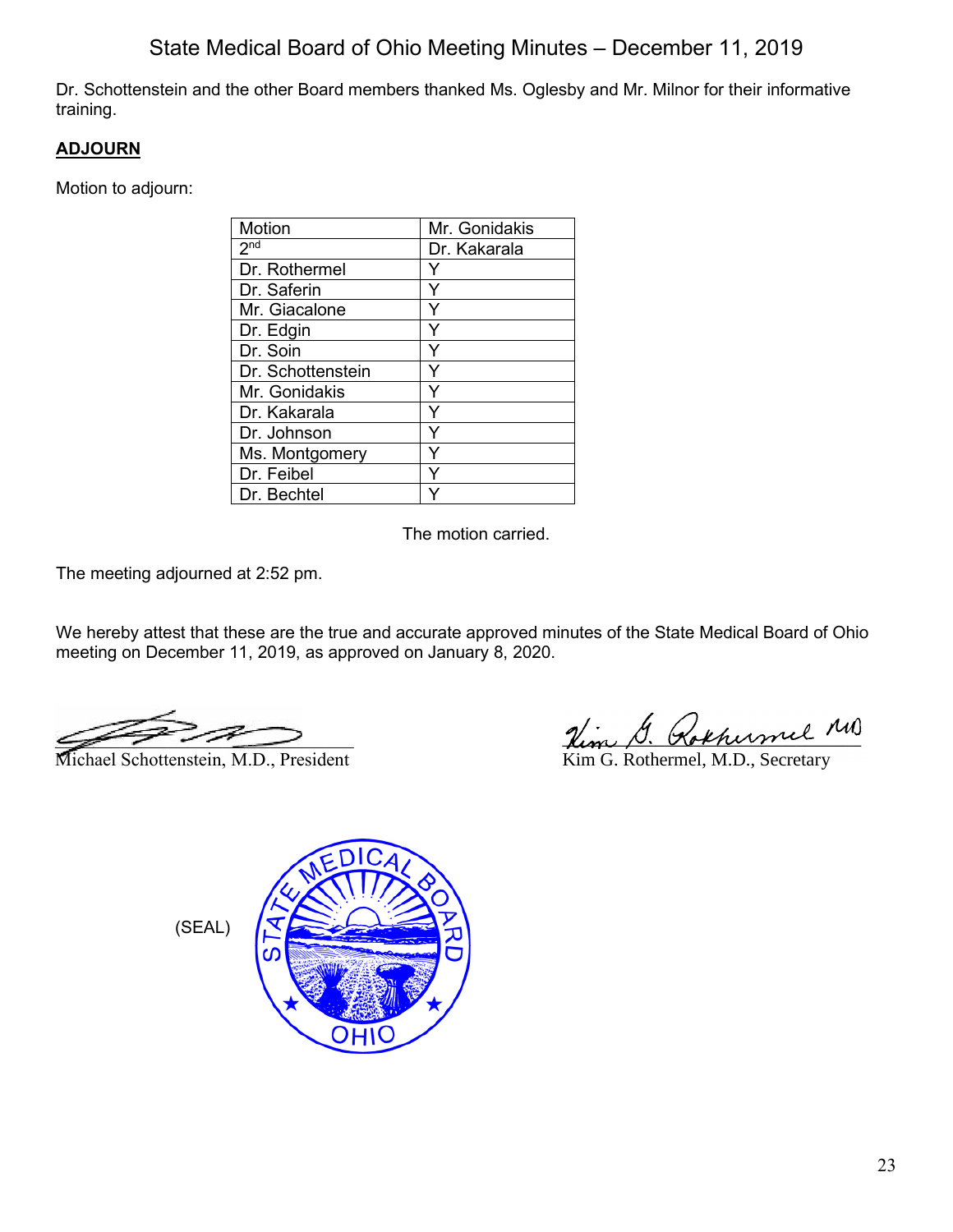Dr. Schottenstein and the other Board members thanked Ms. Oglesby and Mr. Milnor for their informative training.

## ADJOURN

Motion to adjourn:

| | |
|---|---|
| Motion | Mr. Gonidakis |
| 2nd | Dr. Kakarala |
| Dr. Rothermel | Y |
| Dr. Saferin | Y |
| Mr. Giacalone | Y |
| Dr. Edgin | Y |
| Dr. Soin | Y |
| Dr. Schottenstein | Y |
| Mr. Gonidakis | Y |
| Dr. Kakarala | Y |
| Dr. Johnson | Y |
| Ms. Montgomery | Y |
| Dr. Feibel | Y |
| Dr. Bechtel | Y |

The motion carried.

The meeting adjourned at 2:52 pm.

We hereby attest that these are the true and accurate approved minutes of the State Medical Board of Ohio meeting on December 11, 2019, as approved on January 8, 2020.

Michael Schottenstein, M.D., President

Kim G. Rothermel, M.D., Secretary

(SEAL)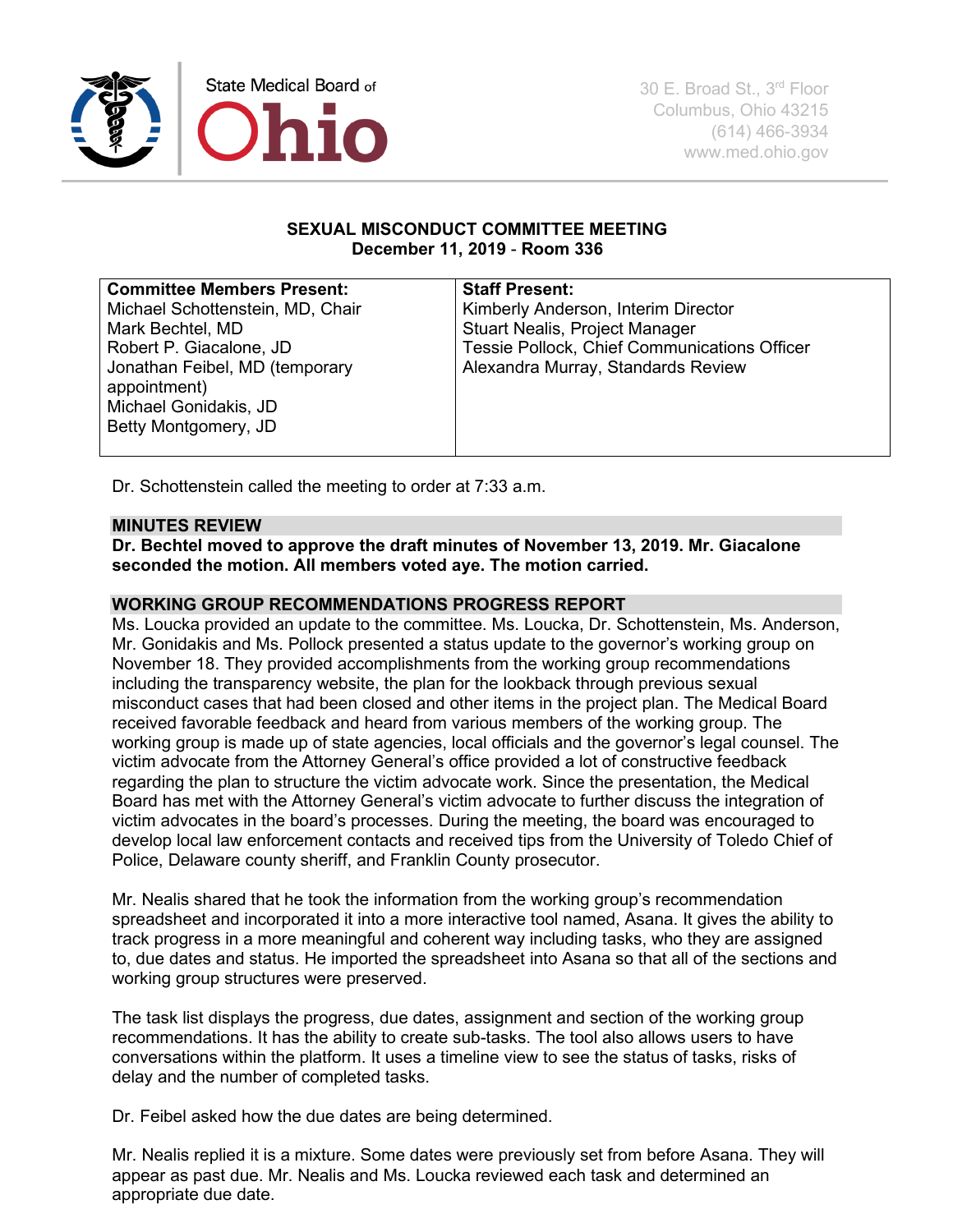State Medical Board of Ohio

30 E. Broad St., 3rd Floor
Columbus, Ohio 43215
(614) 466-3934
www.med.ohio.gov

**SEXUAL MISCONDUCT COMMITTEE MEETING**
**December 11, 2019 - Room 336**

| **Committee Members Present:** | **Staff Present:** |
|---|---|
| Michael Schottenstein, MD, Chair<br>Mark Bechtel, MD<br>Robert P. Giacalone, JD<br>Jonathan Feibel, MD (temporary appointment)<br>Michael Gonidakis, JD<br>Betty Montgomery, JD | Kimberly Anderson, Interim Director<br>Stuart Nealis, Project Manager<br>Tessie Pollock, Chief Communications Officer<br>Alexandra Murray, Standards Review |

Dr. Schottenstein called the meeting to order at 7:33 a.m.

## MINUTES REVIEW

**Dr. Bechtel moved to approve the draft minutes of November 13, 2019. Mr. Giacalone seconded the motion. All members voted aye. The motion carried.**

## WORKING GROUP RECOMMENDATIONS PROGRESS REPORT

Ms. Loucka provided an update to the committee. Ms. Loucka, Dr. Schottenstein, Ms. Anderson, Mr. Gonidakis and Ms. Pollock presented a status update to the governor's working group on November 18. They provided accomplishments from the working group recommendations including the transparency website, the plan for the lookback through previous sexual misconduct cases that had been closed and other items in the project plan. The Medical Board received favorable feedback and heard from various members of the working group. The working group is made up of state agencies, local officials and the governor's legal counsel. The victim advocate from the Attorney General's office provided a lot of constructive feedback regarding the plan to structure the victim advocate work. Since the presentation, the Medical Board has met with the Attorney General's victim advocate to further discuss the integration of victim advocates in the board's processes. During the meeting, the board was encouraged to develop local law enforcement contacts and received tips from the University of Toledo Chief of Police, Delaware county sheriff, and Franklin County prosecutor.

Mr. Nealis shared that he took the information from the working group's recommendation spreadsheet and incorporated it into a more interactive tool named, Asana. It gives the ability to track progress in a more meaningful and coherent way including tasks, who they are assigned to, due dates and status. He imported the spreadsheet into Asana so that all of the sections and working group structures were preserved.

The task list displays the progress, due dates, assignment and section of the working group recommendations. It has the ability to create sub-tasks. The tool also allows users to have conversations within the platform. It uses a timeline view to see the status of tasks, risks of delay and the number of completed tasks.

Dr. Feibel asked how the due dates are being determined.

Mr. Nealis replied it is a mixture. Some dates were previously set from before Asana. They will appear as past due. Mr. Nealis and Ms. Loucka reviewed each task and determined an appropriate due date.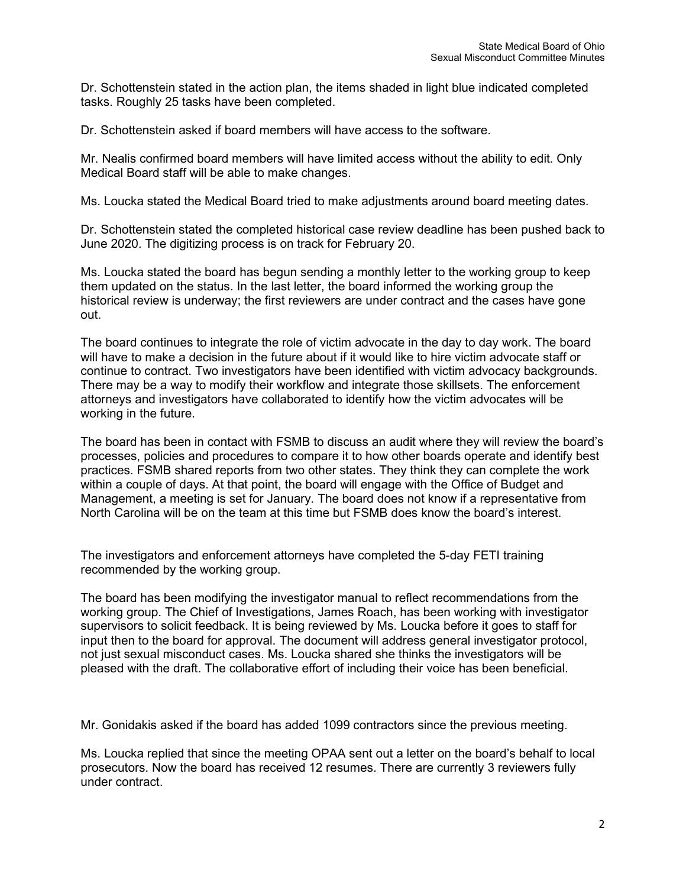Dr. Schottenstein stated in the action plan, the items shaded in light blue indicated completed tasks. Roughly 25 tasks have been completed.

Dr. Schottenstein asked if board members will have access to the software.

Mr. Nealis confirmed board members will have limited access without the ability to edit. Only Medical Board staff will be able to make changes.

Ms. Loucka stated the Medical Board tried to make adjustments around board meeting dates.

Dr. Schottenstein stated the completed historical case review deadline has been pushed back to June 2020. The digitizing process is on track for February 20.

Ms. Loucka stated the board has begun sending a monthly letter to the working group to keep them updated on the status. In the last letter, the board informed the working group the historical review is underway; the first reviewers are under contract and the cases have gone out.

The board continues to integrate the role of victim advocate in the day to day work. The board will have to make a decision in the future about if it would like to hire victim advocate staff or continue to contract. Two investigators have been identified with victim advocacy backgrounds. There may be a way to modify their workflow and integrate those skillsets. The enforcement attorneys and investigators have collaborated to identify how the victim advocates will be working in the future.

The board has been in contact with FSMB to discuss an audit where they will review the board's processes, policies and procedures to compare it to how other boards operate and identify best practices. FSMB shared reports from two other states. They think they can complete the work within a couple of days. At that point, the board will engage with the Office of Budget and Management, a meeting is set for January. The board does not know if a representative from North Carolina will be on the team at this time but FSMB does know the board's interest.

The investigators and enforcement attorneys have completed the 5-day FETI training recommended by the working group.

The board has been modifying the investigator manual to reflect recommendations from the working group. The Chief of Investigations, James Roach, has been working with investigator supervisors to solicit feedback. It is being reviewed by Ms. Loucka before it goes to staff for input then to the board for approval. The document will address general investigator protocol, not just sexual misconduct cases. Ms. Loucka shared she thinks the investigators will be pleased with the draft. The collaborative effort of including their voice has been beneficial.

Mr. Gonidakis asked if the board has added 1099 contractors since the previous meeting.

Ms. Loucka replied that since the meeting OPAA sent out a letter on the board's behalf to local prosecutors. Now the board has received 12 resumes. There are currently 3 reviewers fully under contract.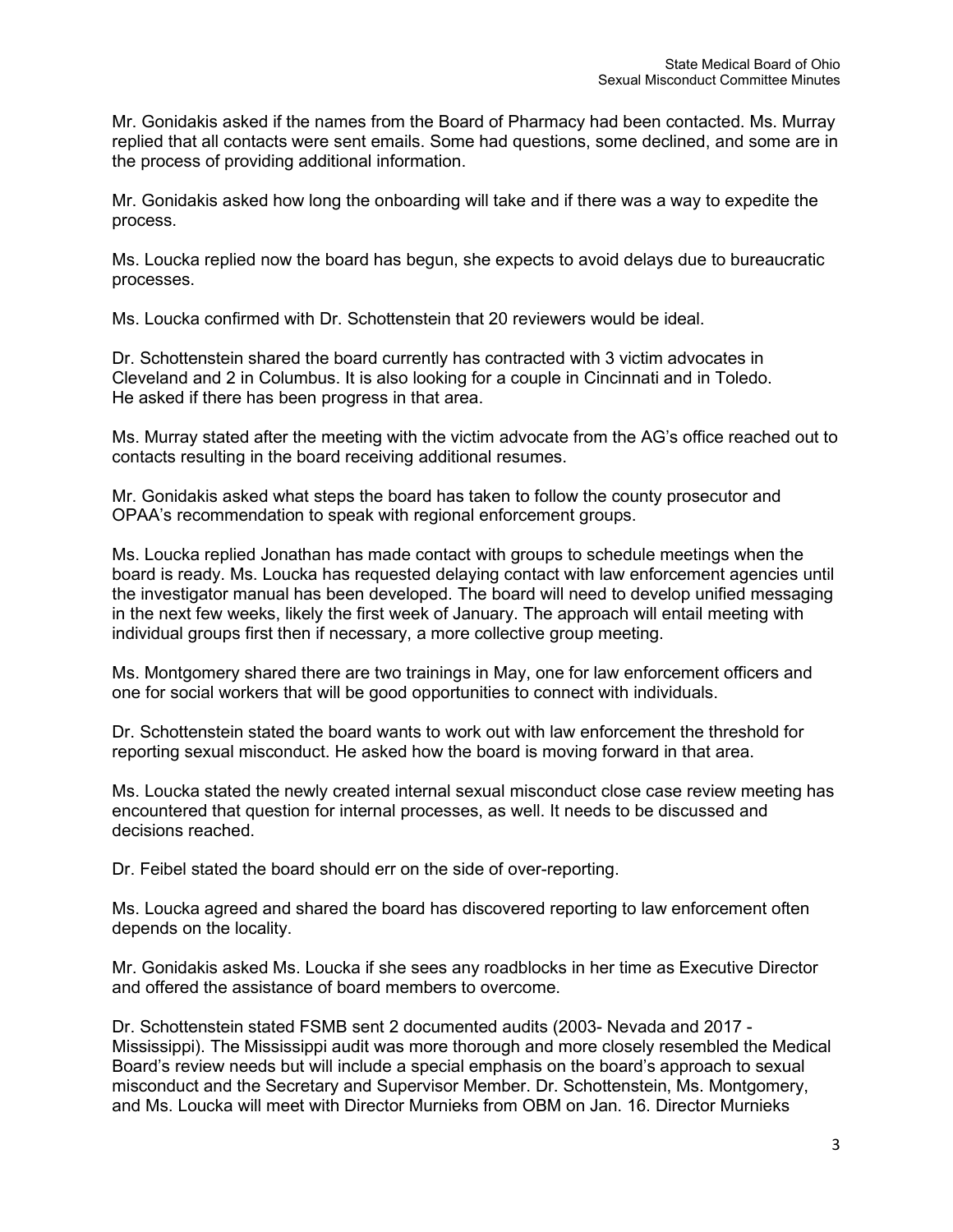Mr. Gonidakis asked if the names from the Board of Pharmacy had been contacted. Ms. Murray replied that all contacts were sent emails. Some had questions, some declined, and some are in the process of providing additional information.

Mr. Gonidakis asked how long the onboarding will take and if there was a way to expedite the process.

Ms. Loucka replied now the board has begun, she expects to avoid delays due to bureaucratic processes.

Ms. Loucka confirmed with Dr. Schottenstein that 20 reviewers would be ideal.

Dr. Schottenstein shared the board currently has contracted with 3 victim advocates in Cleveland and 2 in Columbus. It is also looking for a couple in Cincinnati and in Toledo. He asked if there has been progress in that area.

Ms. Murray stated after the meeting with the victim advocate from the AG's office reached out to contacts resulting in the board receiving additional resumes.

Mr. Gonidakis asked what steps the board has taken to follow the county prosecutor and OPAA's recommendation to speak with regional enforcement groups.

Ms. Loucka replied Jonathan has made contact with groups to schedule meetings when the board is ready. Ms. Loucka has requested delaying contact with law enforcement agencies until the investigator manual has been developed. The board will need to develop unified messaging in the next few weeks, likely the first week of January. The approach will entail meeting with individual groups first then if necessary, a more collective group meeting.

Ms. Montgomery shared there are two trainings in May, one for law enforcement officers and one for social workers that will be good opportunities to connect with individuals.

Dr. Schottenstein stated the board wants to work out with law enforcement the threshold for reporting sexual misconduct. He asked how the board is moving forward in that area.

Ms. Loucka stated the newly created internal sexual misconduct close case review meeting has encountered that question for internal processes, as well. It needs to be discussed and decisions reached.

Dr. Feibel stated the board should err on the side of over-reporting.

Ms. Loucka agreed and shared the board has discovered reporting to law enforcement often depends on the locality.

Mr. Gonidakis asked Ms. Loucka if she sees any roadblocks in her time as Executive Director and offered the assistance of board members to overcome.

Dr. Schottenstein stated FSMB sent 2 documented audits (2003- Nevada and 2017 - Mississippi). The Mississippi audit was more thorough and more closely resembled the Medical Board's review needs but will include a special emphasis on the board's approach to sexual misconduct and the Secretary and Supervisor Member. Dr. Schottenstein, Ms. Montgomery, and Ms. Loucka will meet with Director Murnieks from OBM on Jan. 16. Director Murnieks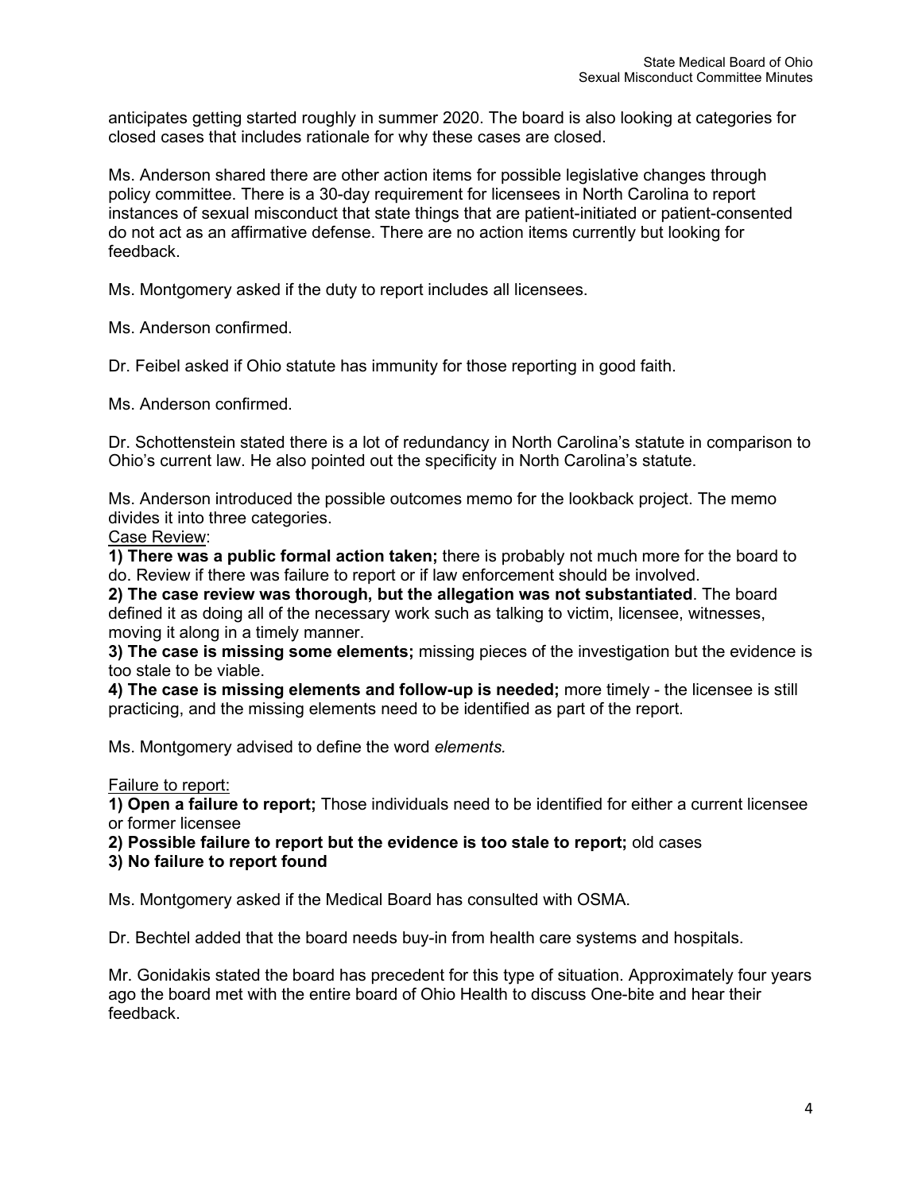anticipates getting started roughly in summer 2020. The board is also looking at categories for closed cases that includes rationale for why these cases are closed.

Ms. Anderson shared there are other action items for possible legislative changes through policy committee. There is a 30-day requirement for licensees in North Carolina to report instances of sexual misconduct that state things that are patient-initiated or patient-consented do not act as an affirmative defense. There are no action items currently but looking for feedback.

Ms. Montgomery asked if the duty to report includes all licensees.

Ms. Anderson confirmed.

Dr. Feibel asked if Ohio statute has immunity for those reporting in good faith.

Ms. Anderson confirmed.

Dr. Schottenstein stated there is a lot of redundancy in North Carolina's statute in comparison to Ohio's current law. He also pointed out the specificity in North Carolina's statute.

Ms. Anderson introduced the possible outcomes memo for the lookback project. The memo divides it into three categories.

Case Review:

**1) There was a public formal action taken;** there is probably not much more for the board to do. Review if there was failure to report or if law enforcement should be involved.

**2) The case review was thorough, but the allegation was not substantiated**. The board defined it as doing all of the necessary work such as talking to victim, licensee, witnesses, moving it along in a timely manner.

**3) The case is missing some elements;** missing pieces of the investigation but the evidence is too stale to be viable.

**4) The case is missing elements and follow-up is needed;** more timely - the licensee is still practicing, and the missing elements need to be identified as part of the report.

Ms. Montgomery advised to define the word *elements.*

Failure to report:

**1) Open a failure to report;** Those individuals need to be identified for either a current licensee or former licensee

**2) Possible failure to report but the evidence is too stale to report;** old cases

**3) No failure to report found**

Ms. Montgomery asked if the Medical Board has consulted with OSMA.

Dr. Bechtel added that the board needs buy-in from health care systems and hospitals.

Mr. Gonidakis stated the board has precedent for this type of situation. Approximately four years ago the board met with the entire board of Ohio Health to discuss One-bite and hear their feedback.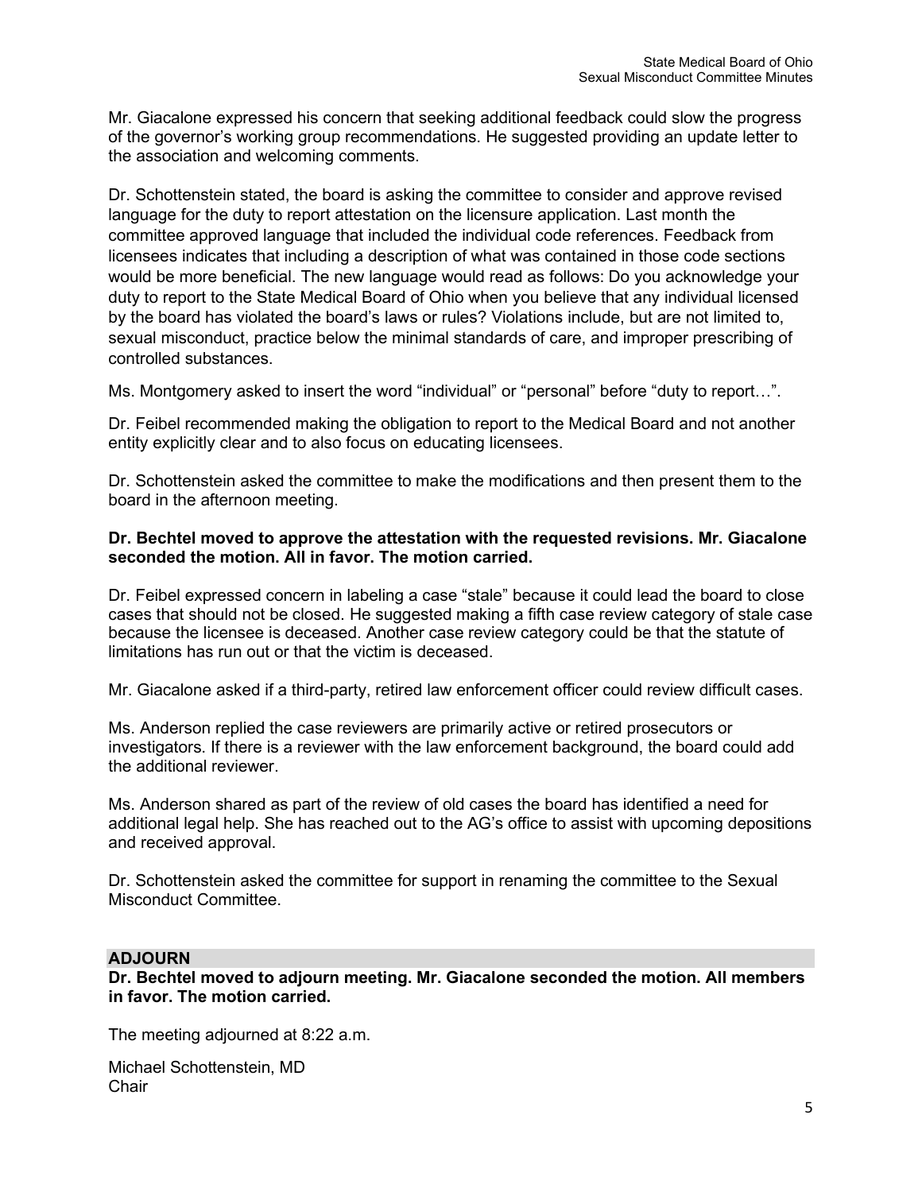Mr. Giacalone expressed his concern that seeking additional feedback could slow the progress of the governor's working group recommendations. He suggested providing an update letter to the association and welcoming comments.

Dr. Schottenstein stated, the board is asking the committee to consider and approve revised language for the duty to report attestation on the licensure application. Last month the committee approved language that included the individual code references. Feedback from licensees indicates that including a description of what was contained in those code sections would be more beneficial. The new language would read as follows: Do you acknowledge your duty to report to the State Medical Board of Ohio when you believe that any individual licensed by the board has violated the board's laws or rules? Violations include, but are not limited to, sexual misconduct, practice below the minimal standards of care, and improper prescribing of controlled substances.

Ms. Montgomery asked to insert the word "individual" or "personal" before "duty to report…".

Dr. Feibel recommended making the obligation to report to the Medical Board and not another entity explicitly clear and to also focus on educating licensees.

Dr. Schottenstein asked the committee to make the modifications and then present them to the board in the afternoon meeting.

**Dr. Bechtel moved to approve the attestation with the requested revisions. Mr. Giacalone seconded the motion. All in favor. The motion carried.**

Dr. Feibel expressed concern in labeling a case "stale" because it could lead the board to close cases that should not be closed. He suggested making a fifth case review category of stale case because the licensee is deceased. Another case review category could be that the statute of limitations has run out or that the victim is deceased.

Mr. Giacalone asked if a third-party, retired law enforcement officer could review difficult cases.

Ms. Anderson replied the case reviewers are primarily active or retired prosecutors or investigators. If there is a reviewer with the law enforcement background, the board could add the additional reviewer.

Ms. Anderson shared as part of the review of old cases the board has identified a need for additional legal help. She has reached out to the AG's office to assist with upcoming depositions and received approval.

Dr. Schottenstein asked the committee for support in renaming the committee to the Sexual Misconduct Committee.

## ADJOURN

**Dr. Bechtel moved to adjourn meeting. Mr. Giacalone seconded the motion. All members in favor. The motion carried.**

The meeting adjourned at 8:22 a.m.

Michael Schottenstein, MD
Chair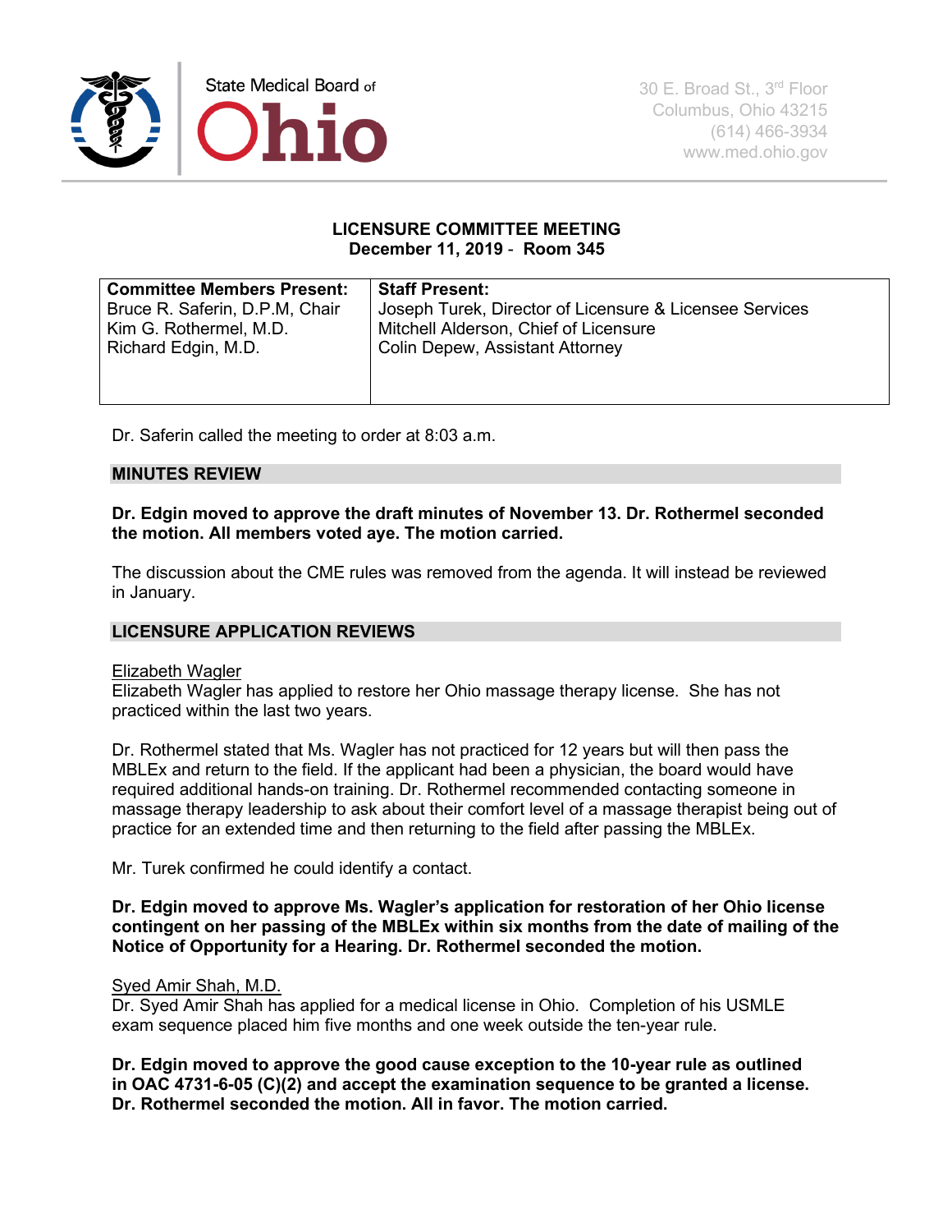State Medical Board of Ohio

30 E. Broad St., 3rd Floor
Columbus, Ohio 43215
(614) 466-3934
www.med.ohio.gov

**LICENSURE COMMITTEE MEETING**
**December 11, 2019 - Room 345**

| **Committee Members Present:** | **Staff Present:** |
| --- | --- |
| Bruce R. Saferin, D.P.M, Chair<br>Kim G. Rothermel, M.D.<br>Richard Edgin, M.D. | Joseph Turek, Director of Licensure & Licensee Services<br>Mitchell Alderson, Chief of Licensure<br>Colin Depew, Assistant Attorney |

Dr. Saferin called the meeting to order at 8:03 a.m.

## MINUTES REVIEW

**Dr. Edgin moved to approve the draft minutes of November 13. Dr. Rothermel seconded the motion. All members voted aye. The motion carried.**

The discussion about the CME rules was removed from the agenda. It will instead be reviewed in January.

## LICENSURE APPLICATION REVIEWS

Elizabeth Wagler
Elizabeth Wagler has applied to restore her Ohio massage therapy license. She has not practiced within the last two years.

Dr. Rothermel stated that Ms. Wagler has not practiced for 12 years but will then pass the MBLEx and return to the field. If the applicant had been a physician, the board would have required additional hands-on training. Dr. Rothermel recommended contacting someone in massage therapy leadership to ask about their comfort level of a massage therapist being out of practice for an extended time and then returning to the field after passing the MBLEx.

Mr. Turek confirmed he could identify a contact.

**Dr. Edgin moved to approve Ms. Wagler's application for restoration of her Ohio license contingent on her passing of the MBLEx within six months from the date of mailing of the Notice of Opportunity for a Hearing. Dr. Rothermel seconded the motion.**

Syed Amir Shah, M.D.
Dr. Syed Amir Shah has applied for a medical license in Ohio. Completion of his USMLE exam sequence placed him five months and one week outside the ten-year rule.

**Dr. Edgin moved to approve the good cause exception to the 10-year rule as outlined in OAC 4731-6-05 (C)(2) and accept the examination sequence to be granted a license. Dr. Rothermel seconded the motion. All in favor. The motion carried.**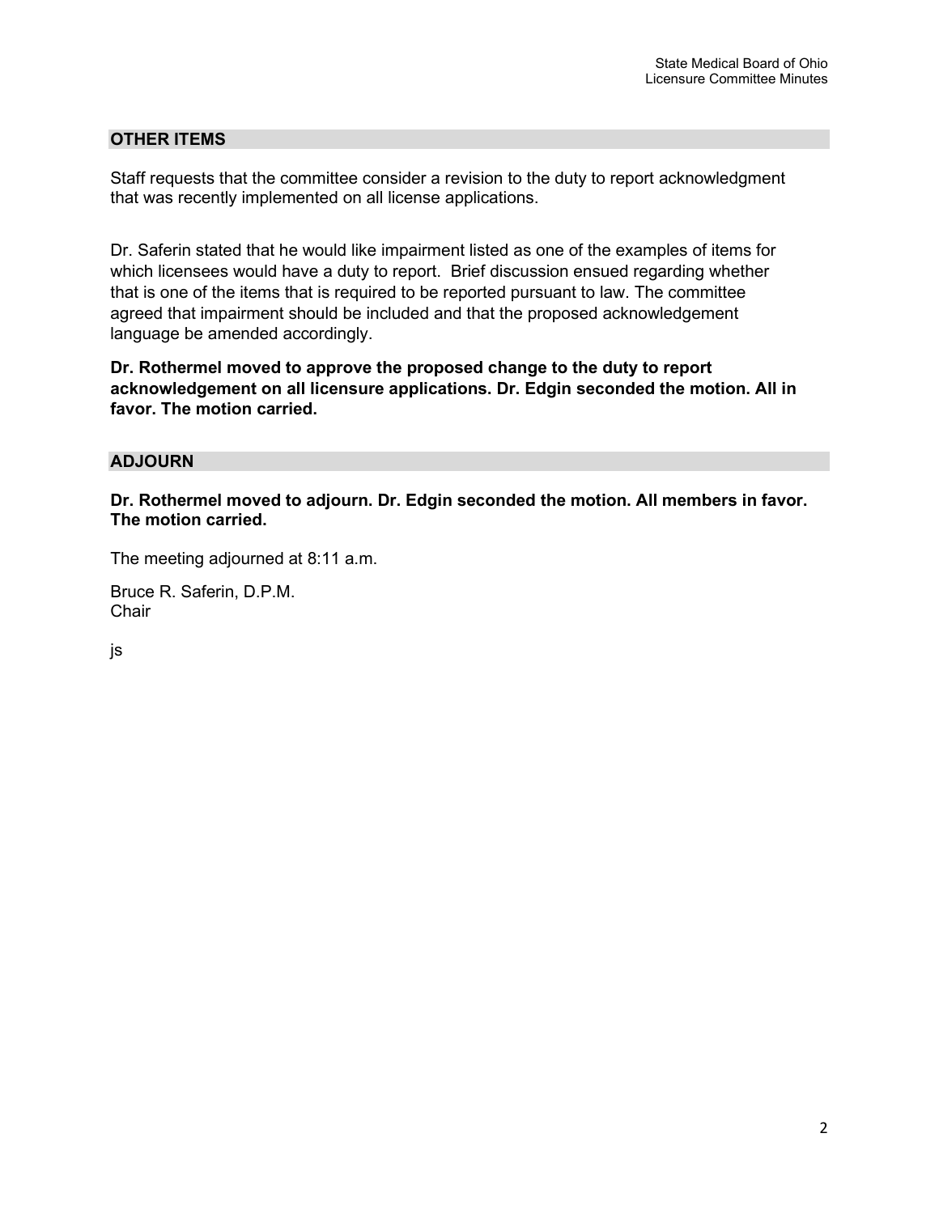## OTHER ITEMS

Staff requests that the committee consider a revision to the duty to report acknowledgment that was recently implemented on all license applications.

Dr. Saferin stated that he would like impairment listed as one of the examples of items for which licensees would have a duty to report. Brief discussion ensued regarding whether that is one of the items that is required to be reported pursuant to law. The committee agreed that impairment should be included and that the proposed acknowledgement language be amended accordingly.

**Dr. Rothermel moved to approve the proposed change to the duty to report acknowledgement on all licensure applications. Dr. Edgin seconded the motion. All in favor. The motion carried.**

## ADJOURN

**Dr. Rothermel moved to adjourn. Dr. Edgin seconded the motion. All members in favor. The motion carried.**

The meeting adjourned at 8:11 a.m.

Bruce R. Saferin, D.P.M.
Chair

js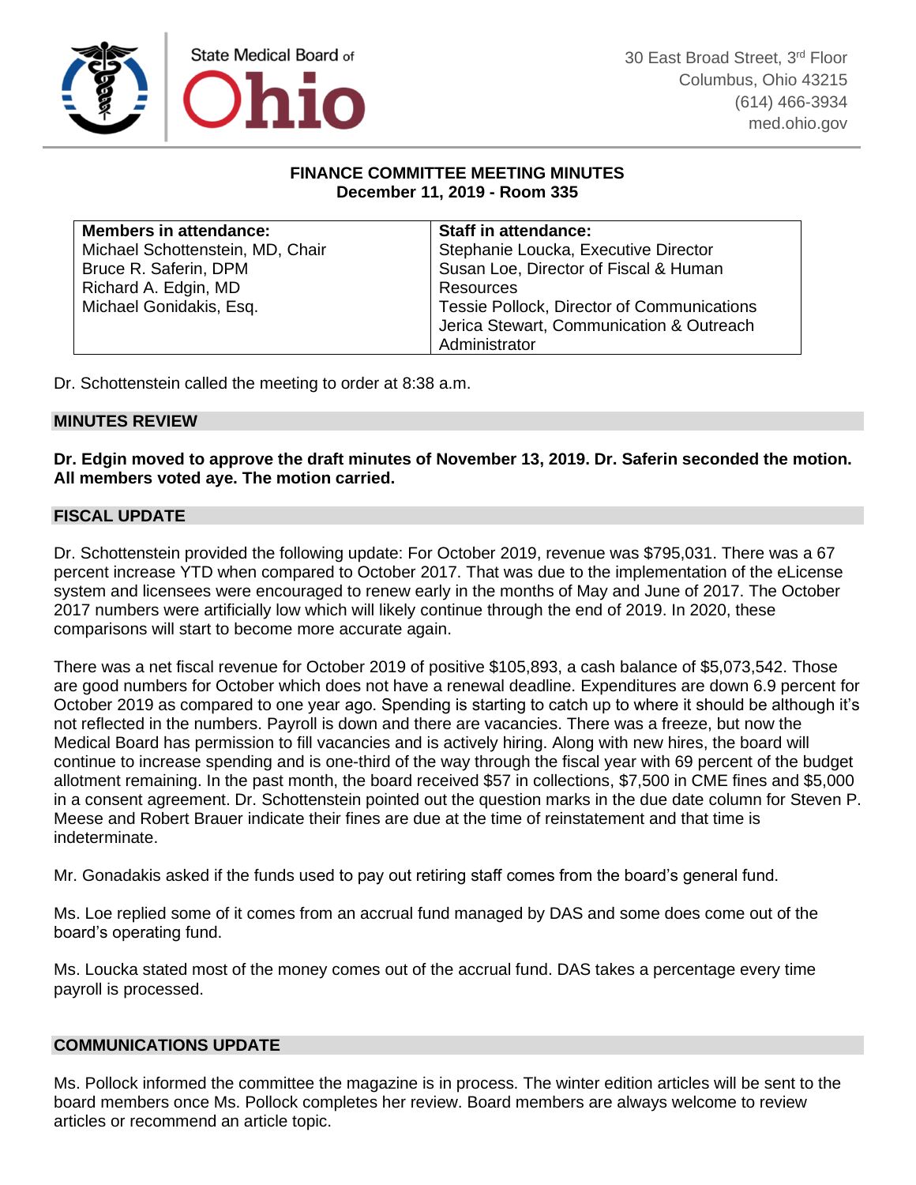State Medical Board of Ohio

30 East Broad Street, 3rd Floor
Columbus, Ohio 43215
(614) 466-3934
med.ohio.gov

**FINANCE COMMITTEE MEETING MINUTES**
**December 11, 2019 - Room 335**

| **Members in attendance:** | **Staff in attendance:** |
|---|---|
| Michael Schottenstein, MD, Chair<br>Bruce R. Saferin, DPM<br>Richard A. Edgin, MD<br>Michael Gonidakis, Esq. | Stephanie Loucka, Executive Director<br>Susan Loe, Director of Fiscal & Human Resources<br>Tessie Pollock, Director of Communications<br>Jerica Stewart, Communication & Outreach Administrator |

Dr. Schottenstein called the meeting to order at 8:38 a.m.

## MINUTES REVIEW

**Dr. Edgin moved to approve the draft minutes of November 13, 2019. Dr. Saferin seconded the motion. All members voted aye. The motion carried.**

## FISCAL UPDATE

Dr. Schottenstein provided the following update: For October 2019, revenue was $795,031. There was a 67 percent increase YTD when compared to October 2017. That was due to the implementation of the eLicense system and licensees were encouraged to renew early in the months of May and June of 2017. The October 2017 numbers were artificially low which will likely continue through the end of 2019. In 2020, these comparisons will start to become more accurate again.

There was a net fiscal revenue for October 2019 of positive $105,893, a cash balance of $5,073,542. Those are good numbers for October which does not have a renewal deadline. Expenditures are down 6.9 percent for October 2019 as compared to one year ago. Spending is starting to catch up to where it should be although it's not reflected in the numbers. Payroll is down and there are vacancies. There was a freeze, but now the Medical Board has permission to fill vacancies and is actively hiring. Along with new hires, the board will continue to increase spending and is one-third of the way through the fiscal year with 69 percent of the budget allotment remaining. In the past month, the board received $57 in collections, $7,500 in CME fines and $5,000 in a consent agreement. Dr. Schottenstein pointed out the question marks in the due date column for Steven P. Meese and Robert Brauer indicate their fines are due at the time of reinstatement and that time is indeterminate.

Mr. Gonadakis asked if the funds used to pay out retiring staff comes from the board's general fund.

Ms. Loe replied some of it comes from an accrual fund managed by DAS and some does come out of the board's operating fund.

Ms. Loucka stated most of the money comes out of the accrual fund. DAS takes a percentage every time payroll is processed.

## COMMUNICATIONS UPDATE

Ms. Pollock informed the committee the magazine is in process. The winter edition articles will be sent to the board members once Ms. Pollock completes her review. Board members are always welcome to review articles or recommend an article topic.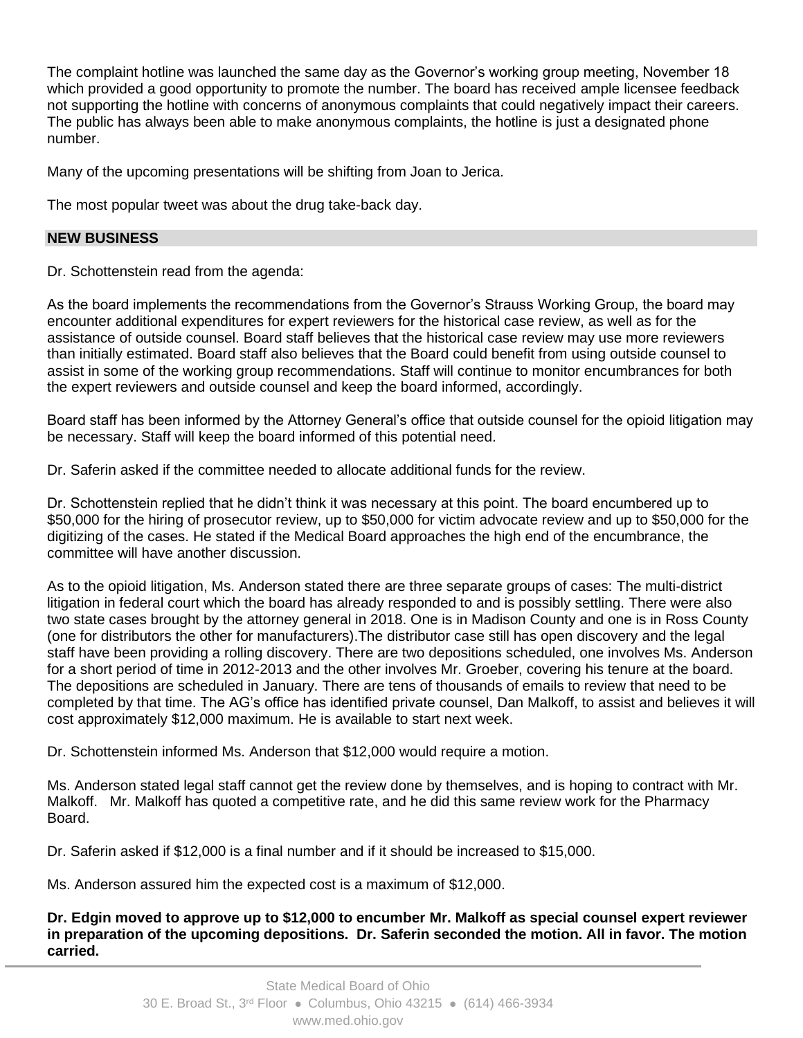The complaint hotline was launched the same day as the Governor's working group meeting, November 18 which provided a good opportunity to promote the number. The board has received ample licensee feedback not supporting the hotline with concerns of anonymous complaints that could negatively impact their careers. The public has always been able to make anonymous complaints, the hotline is just a designated phone number.

Many of the upcoming presentations will be shifting from Joan to Jerica.

The most popular tweet was about the drug take-back day.

## NEW BUSINESS

Dr. Schottenstein read from the agenda:

As the board implements the recommendations from the Governor's Strauss Working Group, the board may encounter additional expenditures for expert reviewers for the historical case review, as well as for the assistance of outside counsel. Board staff believes that the historical case review may use more reviewers than initially estimated. Board staff also believes that the Board could benefit from using outside counsel to assist in some of the working group recommendations. Staff will continue to monitor encumbrances for both the expert reviewers and outside counsel and keep the board informed, accordingly.

Board staff has been informed by the Attorney General's office that outside counsel for the opioid litigation may be necessary. Staff will keep the board informed of this potential need.

Dr. Saferin asked if the committee needed to allocate additional funds for the review.

Dr. Schottenstein replied that he didn't think it was necessary at this point. The board encumbered up to $50,000 for the hiring of prosecutor review, up to $50,000 for victim advocate review and up to $50,000 for the digitizing of the cases. He stated if the Medical Board approaches the high end of the encumbrance, the committee will have another discussion.

As to the opioid litigation, Ms. Anderson stated there are three separate groups of cases: The multi-district litigation in federal court which the board has already responded to and is possibly settling. There were also two state cases brought by the attorney general in 2018. One is in Madison County and one is in Ross County (one for distributors the other for manufacturers).The distributor case still has open discovery and the legal staff have been providing a rolling discovery. There are two depositions scheduled, one involves Ms. Anderson for a short period of time in 2012-2013 and the other involves Mr. Groeber, covering his tenure at the board. The depositions are scheduled in January. There are tens of thousands of emails to review that need to be completed by that time. The AG's office has identified private counsel, Dan Malkoff, to assist and believes it will cost approximately $12,000 maximum. He is available to start next week.

Dr. Schottenstein informed Ms. Anderson that $12,000 would require a motion.

Ms. Anderson stated legal staff cannot get the review done by themselves, and is hoping to contract with Mr. Malkoff. Mr. Malkoff has quoted a competitive rate, and he did this same review work for the Pharmacy Board.

Dr. Saferin asked if $12,000 is a final number and if it should be increased to $15,000.

Ms. Anderson assured him the expected cost is a maximum of $12,000.

**Dr. Edgin moved to approve up to $12,000 to encumber Mr. Malkoff as special counsel expert reviewer in preparation of the upcoming depositions. Dr. Saferin seconded the motion. All in favor. The motion carried.**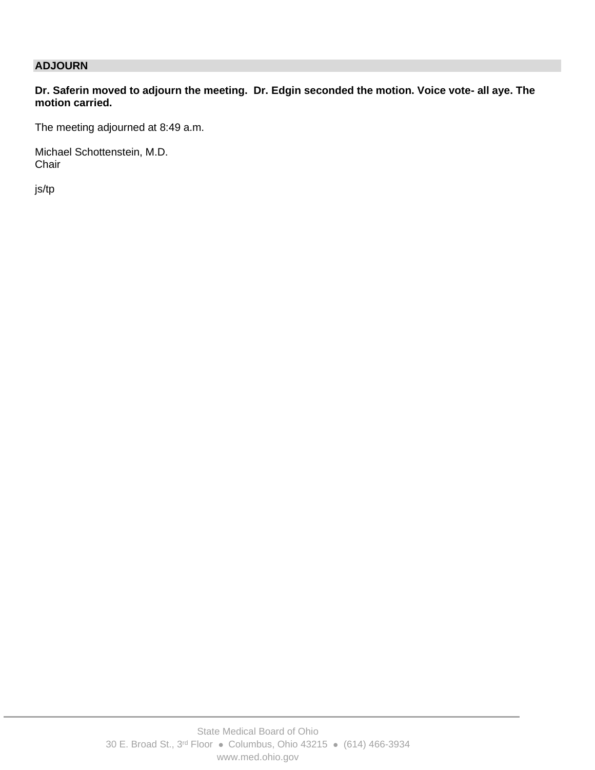## ADJOURN

**Dr. Saferin moved to adjourn the meeting. Dr. Edgin seconded the motion. Voice vote- all aye. The motion carried.**

The meeting adjourned at 8:49 a.m.

Michael Schottenstein, M.D.
Chair

js/tp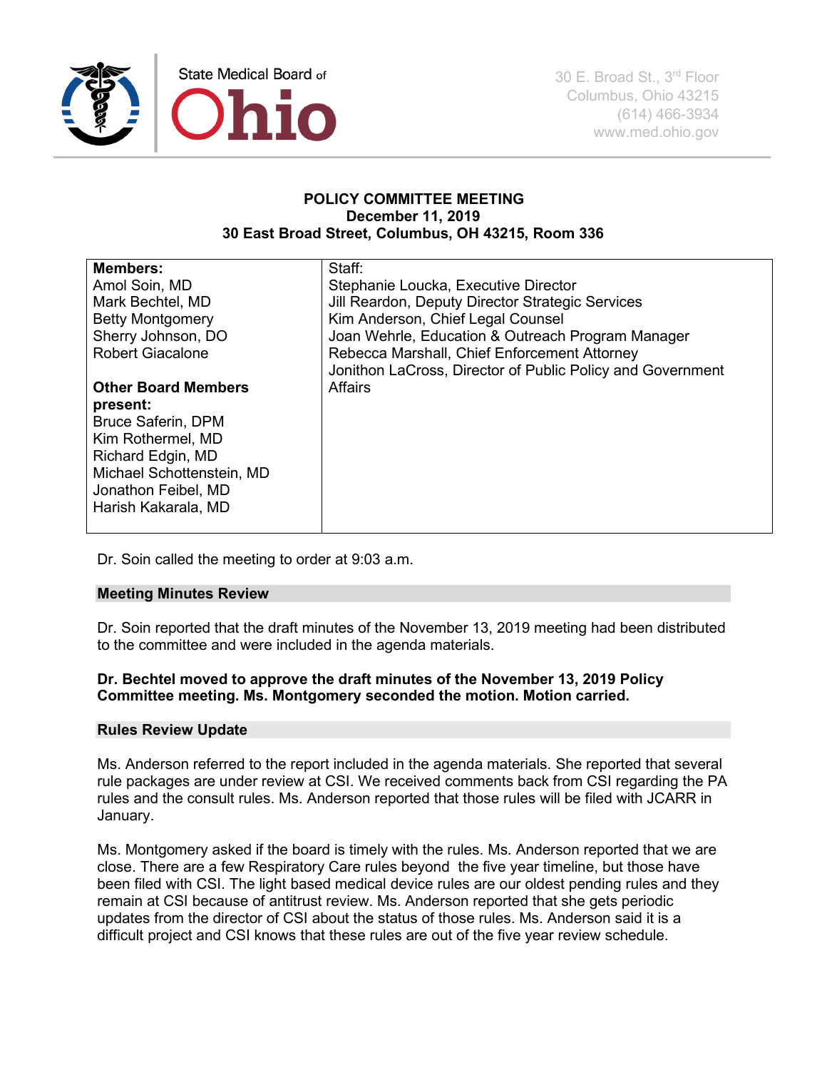State Medical Board of Ohio

30 E. Broad St., 3rd Floor
Columbus, Ohio 43215
(614) 466-3934
www.med.ohio.gov

**POLICY COMMITTEE MEETING**
**December 11, 2019**
**30 East Broad Street, Columbus, OH 43215, Room 336**

| | |
|---|---|
| **Members:**<br>Amol Soin, MD<br>Mark Bechtel, MD<br>Betty Montgomery<br>Sherry Johnson, DO<br>Robert Giacalone<br><br>**Other Board Members present:**<br>Bruce Saferin, DPM<br>Kim Rothermel, MD<br>Richard Edgin, MD<br>Michael Schottenstein, MD<br>Jonathon Feibel, MD<br>Harish Kakarala, MD | Staff:<br>Stephanie Loucka, Executive Director<br>Jill Reardon, Deputy Director Strategic Services<br>Kim Anderson, Chief Legal Counsel<br>Joan Wehrle, Education & Outreach Program Manager<br>Rebecca Marshall, Chief Enforcement Attorney<br>Jonithon LaCross, Director of Public Policy and Government Affairs |

Dr. Soin called the meeting to order at 9:03 a.m.

**Meeting Minutes Review**

Dr. Soin reported that the draft minutes of the November 13, 2019 meeting had been distributed to the committee and were included in the agenda materials.

**Dr. Bechtel moved to approve the draft minutes of the November 13, 2019 Policy Committee meeting. Ms. Montgomery seconded the motion. Motion carried.**

**Rules Review Update**

Ms. Anderson referred to the report included in the agenda materials. She reported that several rule packages are under review at CSI. We received comments back from CSI regarding the PA rules and the consult rules. Ms. Anderson reported that those rules will be filed with JCARR in January.

Ms. Montgomery asked if the board is timely with the rules. Ms. Anderson reported that we are close. There are a few Respiratory Care rules beyond the five year timeline, but those have been filed with CSI. The light based medical device rules are our oldest pending rules and they remain at CSI because of antitrust review. Ms. Anderson reported that she gets periodic updates from the director of CSI about the status of those rules. Ms. Anderson said it is a difficult project and CSI knows that these rules are out of the five year review schedule.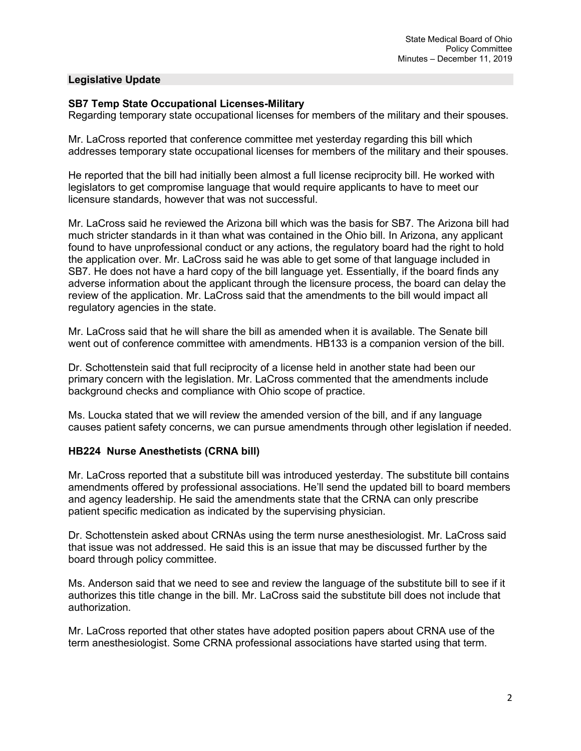## Legislative Update

### SB7 Temp State Occupational Licenses-Military

Regarding temporary state occupational licenses for members of the military and their spouses.

Mr. LaCross reported that conference committee met yesterday regarding this bill which addresses temporary state occupational licenses for members of the military and their spouses.

He reported that the bill had initially been almost a full license reciprocity bill. He worked with legislators to get compromise language that would require applicants to have to meet our licensure standards, however that was not successful.

Mr. LaCross said he reviewed the Arizona bill which was the basis for SB7. The Arizona bill had much stricter standards in it than what was contained in the Ohio bill. In Arizona, any applicant found to have unprofessional conduct or any actions, the regulatory board had the right to hold the application over. Mr. LaCross said he was able to get some of that language included in SB7. He does not have a hard copy of the bill language yet. Essentially, if the board finds any adverse information about the applicant through the licensure process, the board can delay the review of the application. Mr. LaCross said that the amendments to the bill would impact all regulatory agencies in the state.

Mr. LaCross said that he will share the bill as amended when it is available. The Senate bill went out of conference committee with amendments. HB133 is a companion version of the bill.

Dr. Schottenstein said that full reciprocity of a license held in another state had been our primary concern with the legislation. Mr. LaCross commented that the amendments include background checks and compliance with Ohio scope of practice.

Ms. Loucka stated that we will review the amended version of the bill, and if any language causes patient safety concerns, we can pursue amendments through other legislation if needed.

### HB224 Nurse Anesthetists (CRNA bill)

Mr. LaCross reported that a substitute bill was introduced yesterday. The substitute bill contains amendments offered by professional associations. He'll send the updated bill to board members and agency leadership. He said the amendments state that the CRNA can only prescribe patient specific medication as indicated by the supervising physician.

Dr. Schottenstein asked about CRNAs using the term nurse anesthesiologist. Mr. LaCross said that issue was not addressed. He said this is an issue that may be discussed further by the board through policy committee.

Ms. Anderson said that we need to see and review the language of the substitute bill to see if it authorizes this title change in the bill. Mr. LaCross said the substitute bill does not include that authorization.

Mr. LaCross reported that other states have adopted position papers about CRNA use of the term anesthesiologist. Some CRNA professional associations have started using that term.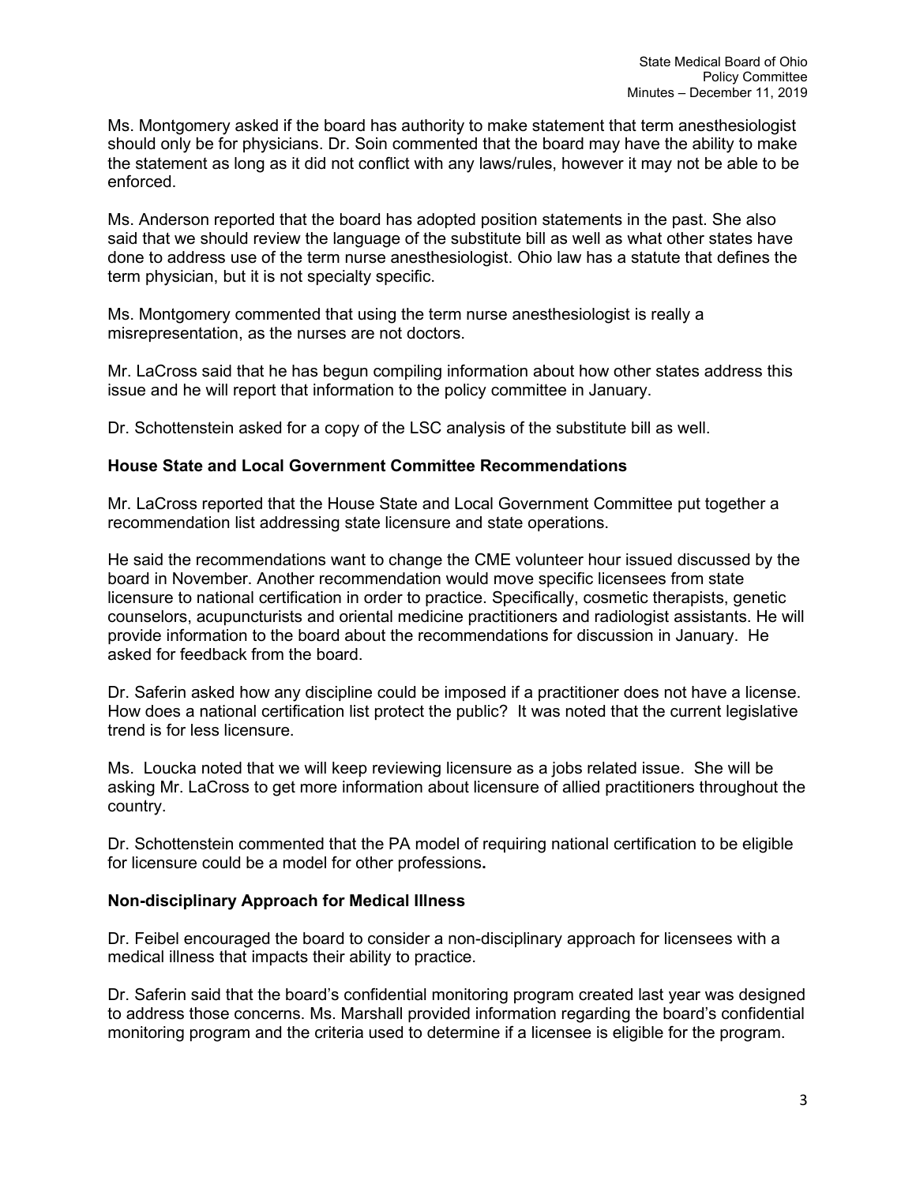Ms. Montgomery asked if the board has authority to make statement that term anesthesiologist should only be for physicians. Dr. Soin commented that the board may have the ability to make the statement as long as it did not conflict with any laws/rules, however it may not be able to be enforced.

Ms. Anderson reported that the board has adopted position statements in the past. She also said that we should review the language of the substitute bill as well as what other states have done to address use of the term nurse anesthesiologist. Ohio law has a statute that defines the term physician, but it is not specialty specific.

Ms. Montgomery commented that using the term nurse anesthesiologist is really a misrepresentation, as the nurses are not doctors.

Mr. LaCross said that he has begun compiling information about how other states address this issue and he will report that information to the policy committee in January.

Dr. Schottenstein asked for a copy of the LSC analysis of the substitute bill as well.

### House State and Local Government Committee Recommendations

Mr. LaCross reported that the House State and Local Government Committee put together a recommendation list addressing state licensure and state operations.

He said the recommendations want to change the CME volunteer hour issued discussed by the board in November. Another recommendation would move specific licensees from state licensure to national certification in order to practice. Specifically, cosmetic therapists, genetic counselors, acupuncturists and oriental medicine practitioners and radiologist assistants. He will provide information to the board about the recommendations for discussion in January. He asked for feedback from the board.

Dr. Saferin asked how any discipline could be imposed if a practitioner does not have a license. How does a national certification list protect the public? It was noted that the current legislative trend is for less licensure.

Ms. Loucka noted that we will keep reviewing licensure as a jobs related issue. She will be asking Mr. LaCross to get more information about licensure of allied practitioners throughout the country.

Dr. Schottenstein commented that the PA model of requiring national certification to be eligible for licensure could be a model for other professions.

### Non-disciplinary Approach for Medical Illness

Dr. Feibel encouraged the board to consider a non-disciplinary approach for licensees with a medical illness that impacts their ability to practice.

Dr. Saferin said that the board's confidential monitoring program created last year was designed to address those concerns. Ms. Marshall provided information regarding the board's confidential monitoring program and the criteria used to determine if a licensee is eligible for the program.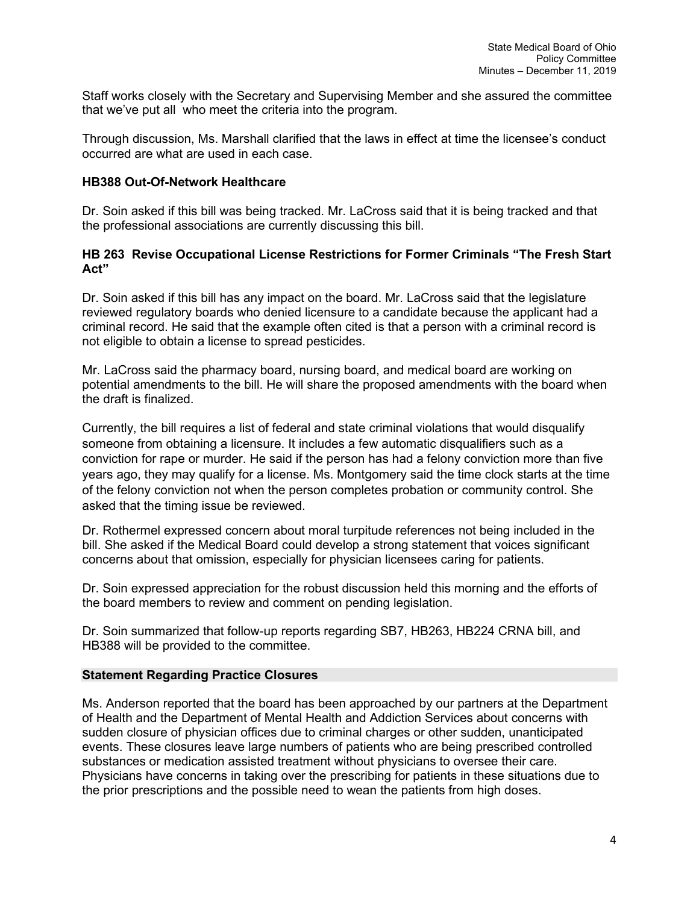Staff works closely with the Secretary and Supervising Member and she assured the committee that we've put all who meet the criteria into the program.

Through discussion, Ms. Marshall clarified that the laws in effect at time the licensee's conduct occurred are what are used in each case.

**HB388 Out-Of-Network Healthcare**

Dr. Soin asked if this bill was being tracked. Mr. LaCross said that it is being tracked and that the professional associations are currently discussing this bill.

**HB 263 Revise Occupational License Restrictions for Former Criminals "The Fresh Start Act"**

Dr. Soin asked if this bill has any impact on the board. Mr. LaCross said that the legislature reviewed regulatory boards who denied licensure to a candidate because the applicant had a criminal record. He said that the example often cited is that a person with a criminal record is not eligible to obtain a license to spread pesticides.

Mr. LaCross said the pharmacy board, nursing board, and medical board are working on potential amendments to the bill. He will share the proposed amendments with the board when the draft is finalized.

Currently, the bill requires a list of federal and state criminal violations that would disqualify someone from obtaining a licensure. It includes a few automatic disqualifiers such as a conviction for rape or murder. He said if the person has had a felony conviction more than five years ago, they may qualify for a license. Ms. Montgomery said the time clock starts at the time of the felony conviction not when the person completes probation or community control. She asked that the timing issue be reviewed.

Dr. Rothermel expressed concern about moral turpitude references not being included in the bill. She asked if the Medical Board could develop a strong statement that voices significant concerns about that omission, especially for physician licensees caring for patients.

Dr. Soin expressed appreciation for the robust discussion held this morning and the efforts of the board members to review and comment on pending legislation.

Dr. Soin summarized that follow-up reports regarding SB7, HB263, HB224 CRNA bill, and HB388 will be provided to the committee.

## Statement Regarding Practice Closures

Ms. Anderson reported that the board has been approached by our partners at the Department of Health and the Department of Mental Health and Addiction Services about concerns with sudden closure of physician offices due to criminal charges or other sudden, unanticipated events. These closures leave large numbers of patients who are being prescribed controlled substances or medication assisted treatment without physicians to oversee their care. Physicians have concerns in taking over the prescribing for patients in these situations due to the prior prescriptions and the possible need to wean the patients from high doses.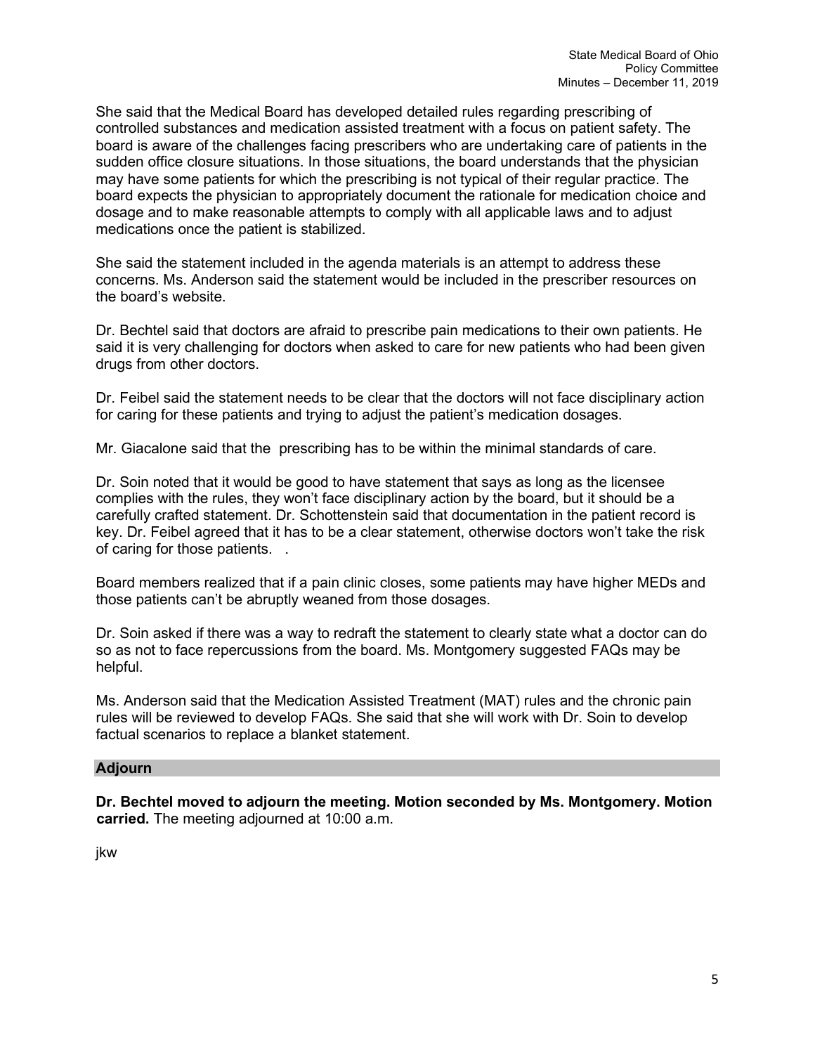She said that the Medical Board has developed detailed rules regarding prescribing of controlled substances and medication assisted treatment with a focus on patient safety. The board is aware of the challenges facing prescribers who are undertaking care of patients in the sudden office closure situations. In those situations, the board understands that the physician may have some patients for which the prescribing is not typical of their regular practice. The board expects the physician to appropriately document the rationale for medication choice and dosage and to make reasonable attempts to comply with all applicable laws and to adjust medications once the patient is stabilized.

She said the statement included in the agenda materials is an attempt to address these concerns. Ms. Anderson said the statement would be included in the prescriber resources on the board's website.

Dr. Bechtel said that doctors are afraid to prescribe pain medications to their own patients. He said it is very challenging for doctors when asked to care for new patients who had been given drugs from other doctors.

Dr. Feibel said the statement needs to be clear that the doctors will not face disciplinary action for caring for these patients and trying to adjust the patient's medication dosages.

Mr. Giacalone said that the prescribing has to be within the minimal standards of care.

Dr. Soin noted that it would be good to have statement that says as long as the licensee complies with the rules, they won't face disciplinary action by the board, but it should be a carefully crafted statement. Dr. Schottenstein said that documentation in the patient record is key. Dr. Feibel agreed that it has to be a clear statement, otherwise doctors won't take the risk of caring for those patients. .

Board members realized that if a pain clinic closes, some patients may have higher MEDs and those patients can't be abruptly weaned from those dosages.

Dr. Soin asked if there was a way to redraft the statement to clearly state what a doctor can do so as not to face repercussions from the board. Ms. Montgomery suggested FAQs may be helpful.

Ms. Anderson said that the Medication Assisted Treatment (MAT) rules and the chronic pain rules will be reviewed to develop FAQs. She said that she will work with Dr. Soin to develop factual scenarios to replace a blanket statement.

## Adjourn

**Dr. Bechtel moved to adjourn the meeting. Motion seconded by Ms. Montgomery. Motion carried.** The meeting adjourned at 10:00 a.m.

jkw